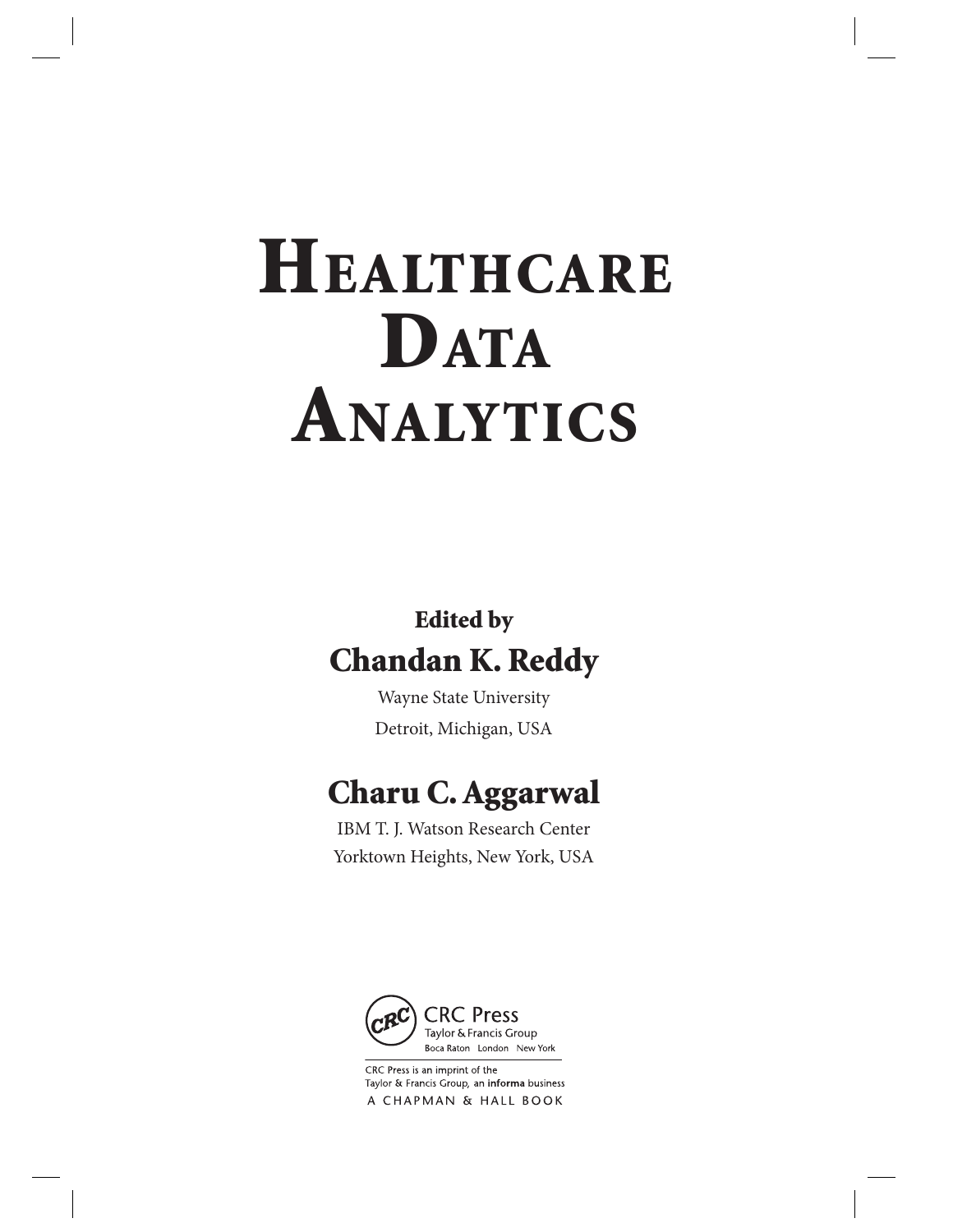# Healthcare Data Analytics

**Edited by**

## Chandan K. Reddy

Wayne State University

Detroit, Michigan, USA

## Charu C. Aggarwal

IBM T. J. Watson Research Center

Yorktown Heights, New York, USA

CRC Press

Taylor & Francis Group

Boca Raton London New York

CRC Press is an imprint of the

Taylor & Francis Group, an **informa** business

A CHAPMAN & HALL BOOK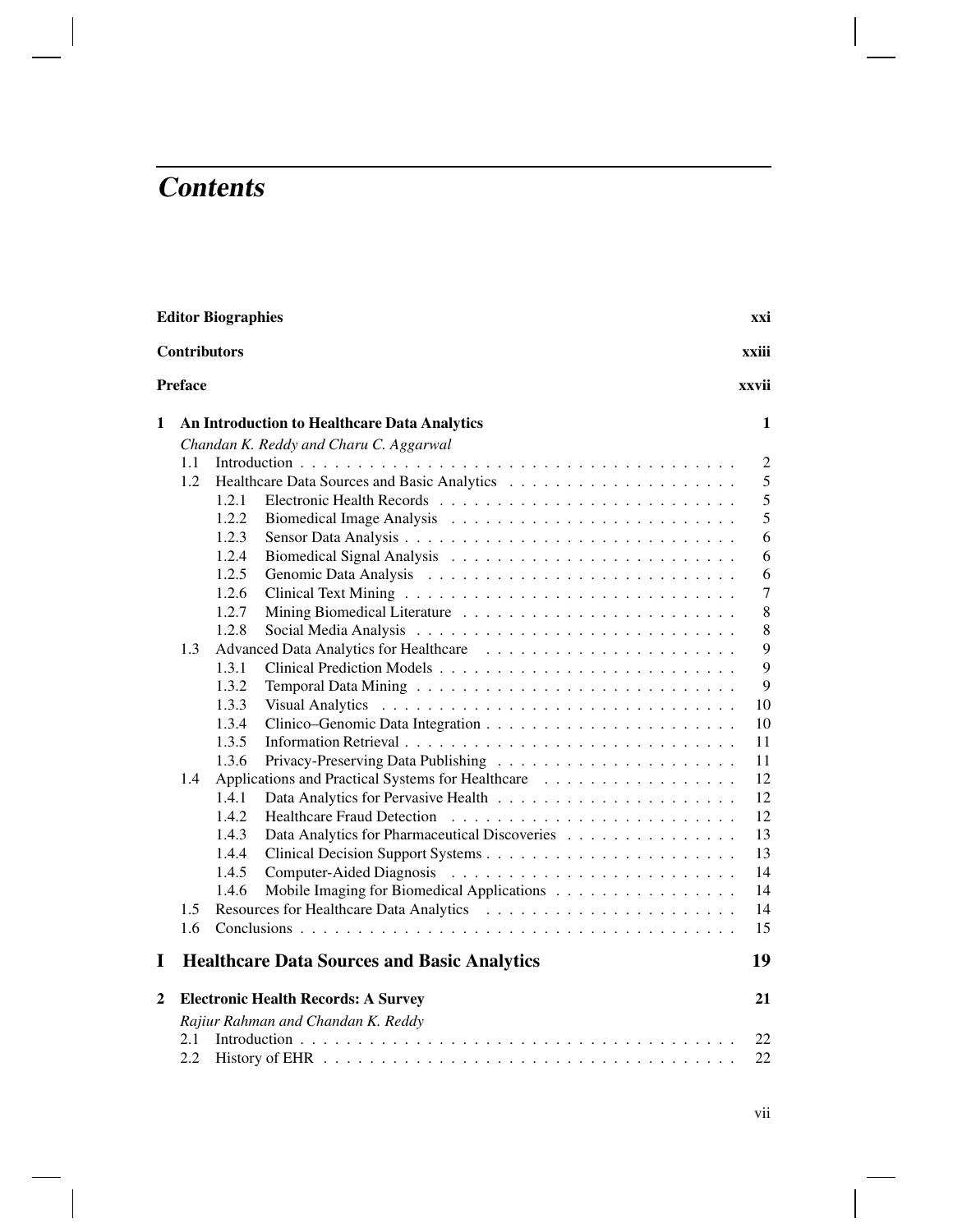# *Contents*

**Editor Biographies** xxi

**Contributors** xxiii

**Preface** xxvii

**1 An Introduction to Healthcare Data Analytics** 1

*Chandan K. Reddy and Charu C. Aggarwal*

- 1.1 Introduction . . . 2
- 1.2 Healthcare Data Sources and Basic Analytics . . . 5
  - 1.2.1 Electronic Health Records . . . 5
  - 1.2.2 Biomedical Image Analysis . . . 5
  - 1.2.3 Sensor Data Analysis . . . 6
  - 1.2.4 Biomedical Signal Analysis . . . 6
  - 1.2.5 Genomic Data Analysis . . . 6
  - 1.2.6 Clinical Text Mining . . . 7
  - 1.2.7 Mining Biomedical Literature . . . 8
  - 1.2.8 Social Media Analysis . . . 8
- 1.3 Advanced Data Analytics for Healthcare . . . 9
  - 1.3.1 Clinical Prediction Models . . . 9
  - 1.3.2 Temporal Data Mining . . . 9
  - 1.3.3 Visual Analytics . . . 10
  - 1.3.4 Clinico–Genomic Data Integration . . . 10
  - 1.3.5 Information Retrieval . . . 11
  - 1.3.6 Privacy-Preserving Data Publishing . . . 11
- 1.4 Applications and Practical Systems for Healthcare . . . 12
  - 1.4.1 Data Analytics for Pervasive Health . . . 12
  - 1.4.2 Healthcare Fraud Detection . . . 12
  - 1.4.3 Data Analytics for Pharmaceutical Discoveries . . . 13
  - 1.4.4 Clinical Decision Support Systems . . . 13
  - 1.4.5 Computer-Aided Diagnosis . . . 14
  - 1.4.6 Mobile Imaging for Biomedical Applications . . . 14
- 1.5 Resources for Healthcare Data Analytics . . . 14
- 1.6 Conclusions . . . 15

## I Healthcare Data Sources and Basic Analytics 19

**2 Electronic Health Records: A Survey** 21

*Rajiur Rahman and Chandan K. Reddy*

- 2.1 Introduction . . . 22
- 2.2 History of EHR . . . 22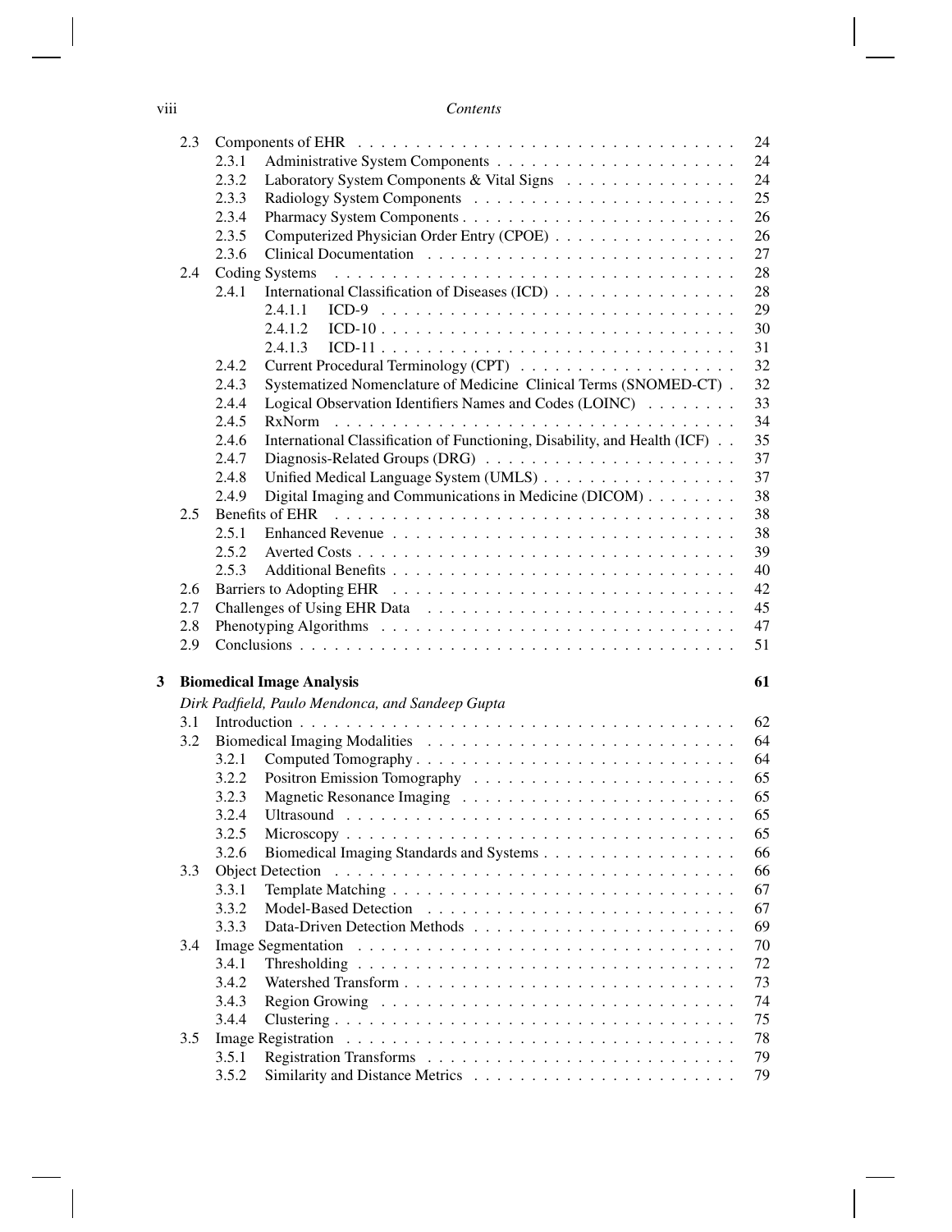| | | | |
|---|---|---|---|
| 2.3 | Components of EHR | | 24 |
| | 2.3.1 | Administrative System Components | 24 |
| | 2.3.2 | Laboratory System Components & Vital Signs | 24 |
| | 2.3.3 | Radiology System Components | 25 |
| | 2.3.4 | Pharmacy System Components | 26 |
| | 2.3.5 | Computerized Physician Order Entry (CPOE) | 26 |
| | 2.3.6 | Clinical Documentation | 27 |
| 2.4 | Coding Systems | | 28 |
| | 2.4.1 | International Classification of Diseases (ICD) | 28 |
| | | 2.4.1.1 ICD-9 | 29 |
| | | 2.4.1.2 ICD-10 | 30 |
| | | 2.4.1.3 ICD-11 | 31 |
| | 2.4.2 | Current Procedural Terminology (CPT) | 32 |
| | 2.4.3 | Systematized Nomenclature of Medicine Clinical Terms (SNOMED-CT) | 32 |
| | 2.4.4 | Logical Observation Identifiers Names and Codes (LOINC) | 33 |
| | 2.4.5 | RxNorm | 34 |
| | 2.4.6 | International Classification of Functioning, Disability, and Health (ICF) | 35 |
| | 2.4.7 | Diagnosis-Related Groups (DRG) | 37 |
| | 2.4.8 | Unified Medical Language System (UMLS) | 37 |
| | 2.4.9 | Digital Imaging and Communications in Medicine (DICOM) | 38 |
| 2.5 | Benefits of EHR | | 38 |
| | 2.5.1 | Enhanced Revenue | 38 |
| | 2.5.2 | Averted Costs | 39 |
| | 2.5.3 | Additional Benefits | 40 |
| 2.6 | Barriers to Adopting EHR | | 42 |
| 2.7 | Challenges of Using EHR Data | | 45 |
| 2.8 | Phenotyping Algorithms | | 47 |
| 2.9 | Conclusions | | 51 |

**3 Biomedical Image Analysis** **61**

*Dirk Padfield, Paulo Mendonca, and Sandeep Gupta*

| | | | |
|---|---|---|---|
| 3.1 | Introduction | | 62 |
| 3.2 | Biomedical Imaging Modalities | | 64 |
| | 3.2.1 | Computed Tomography | 64 |
| | 3.2.2 | Positron Emission Tomography | 65 |
| | 3.2.3 | Magnetic Resonance Imaging | 65 |
| | 3.2.4 | Ultrasound | 65 |
| | 3.2.5 | Microscopy | 65 |
| | 3.2.6 | Biomedical Imaging Standards and Systems | 66 |
| 3.3 | Object Detection | | 66 |
| | 3.3.1 | Template Matching | 67 |
| | 3.3.2 | Model-Based Detection | 67 |
| | 3.3.3 | Data-Driven Detection Methods | 69 |
| 3.4 | Image Segmentation | | 70 |
| | 3.4.1 | Thresholding | 72 |
| | 3.4.2 | Watershed Transform | 73 |
| | 3.4.3 | Region Growing | 74 |
| | 3.4.4 | Clustering | 75 |
| 3.5 | Image Registration | | 78 |
| | 3.5.1 | Registration Transforms | 79 |
| | 3.5.2 | Similarity and Distance Metrics | 79 |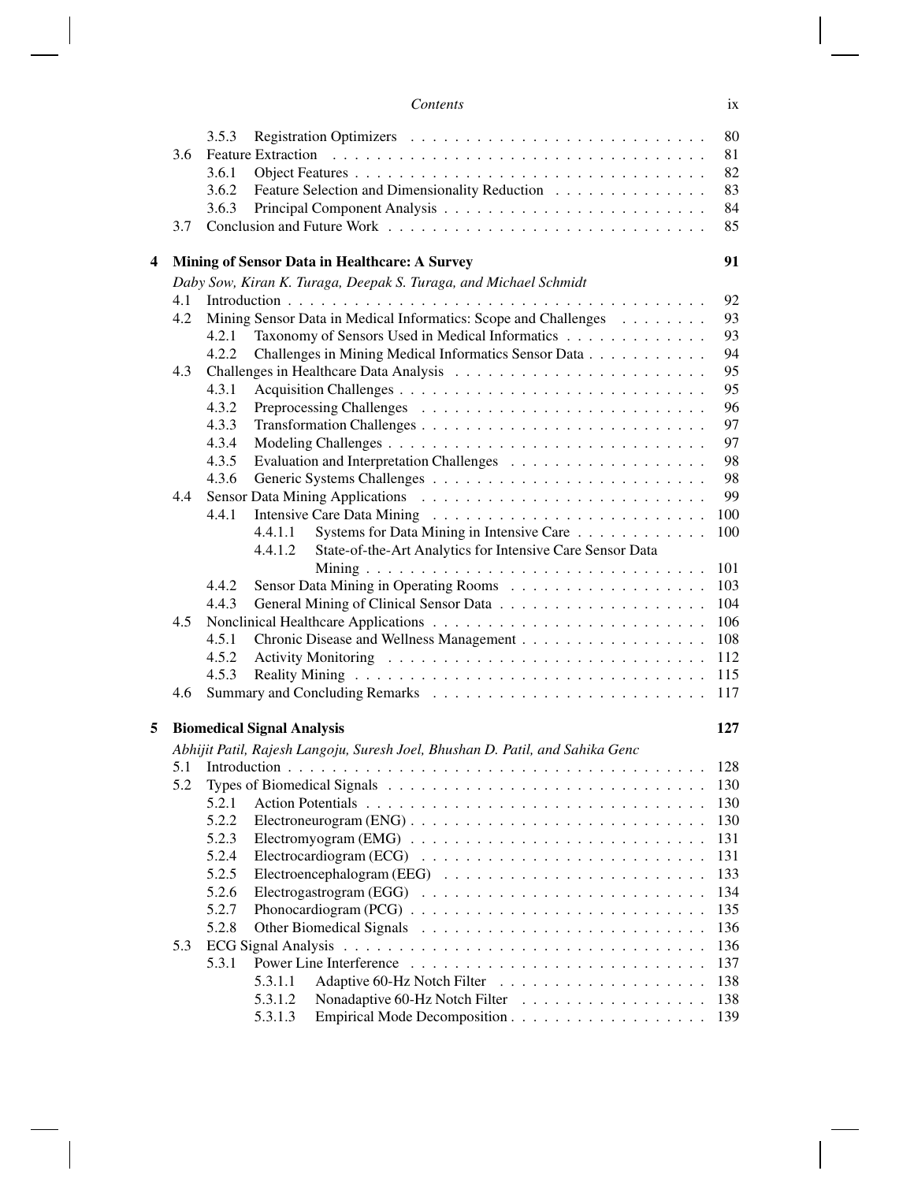| | | |
|---|---|---|
| 3.5.3 | Registration Optimizers | 80 |
| 3.6 | Feature Extraction | 81 |
| 3.6.1 | Object Features | 82 |
| 3.6.2 | Feature Selection and Dimensionality Reduction | 83 |
| 3.6.3 | Principal Component Analysis | 84 |
| 3.7 | Conclusion and Future Work | 85 |

**4 Mining of Sensor Data in Healthcare: A Survey** **91**

*Daby Sow, Kiran K. Turaga, Deepak S. Turaga, and Michael Schmidt*

| | | |
|---|---|---|
| 4.1 | Introduction | 92 |
| 4.2 | Mining Sensor Data in Medical Informatics: Scope and Challenges | 93 |
| 4.2.1 | Taxonomy of Sensors Used in Medical Informatics | 93 |
| 4.2.2 | Challenges in Mining Medical Informatics Sensor Data | 94 |
| 4.3 | Challenges in Healthcare Data Analysis | 95 |
| 4.3.1 | Acquisition Challenges | 95 |
| 4.3.2 | Preprocessing Challenges | 96 |
| 4.3.3 | Transformation Challenges | 97 |
| 4.3.4 | Modeling Challenges | 97 |
| 4.3.5 | Evaluation and Interpretation Challenges | 98 |
| 4.3.6 | Generic Systems Challenges | 98 |
| 4.4 | Sensor Data Mining Applications | 99 |
| 4.4.1 | Intensive Care Data Mining | 100 |
| 4.4.1.1 | Systems for Data Mining in Intensive Care | 100 |
| 4.4.1.2 | State-of-the-Art Analytics for Intensive Care Sensor Data Mining | 101 |
| 4.4.2 | Sensor Data Mining in Operating Rooms | 103 |
| 4.4.3 | General Mining of Clinical Sensor Data | 104 |
| 4.5 | Nonclinical Healthcare Applications | 106 |
| 4.5.1 | Chronic Disease and Wellness Management | 108 |
| 4.5.2 | Activity Monitoring | 112 |
| 4.5.3 | Reality Mining | 115 |
| 4.6 | Summary and Concluding Remarks | 117 |

**5 Biomedical Signal Analysis** **127**

*Abhijit Patil, Rajesh Langoju, Suresh Joel, Bhushan D. Patil, and Sahika Genc*

| | | |
|---|---|---|
| 5.1 | Introduction | 128 |
| 5.2 | Types of Biomedical Signals | 130 |
| 5.2.1 | Action Potentials | 130 |
| 5.2.2 | Electroneurogram (ENG) | 130 |
| 5.2.3 | Electromyogram (EMG) | 131 |
| 5.2.4 | Electrocardiogram (ECG) | 131 |
| 5.2.5 | Electroencephalogram (EEG) | 133 |
| 5.2.6 | Electrogastrogram (EGG) | 134 |
| 5.2.7 | Phonocardiogram (PCG) | 135 |
| 5.2.8 | Other Biomedical Signals | 136 |
| 5.3 | ECG Signal Analysis | 136 |
| 5.3.1 | Power Line Interference | 137 |
| 5.3.1.1 | Adaptive 60-Hz Notch Filter | 138 |
| 5.3.1.2 | Nonadaptive 60-Hz Notch Filter | 138 |
| 5.3.1.3 | Empirical Mode Decomposition | 139 |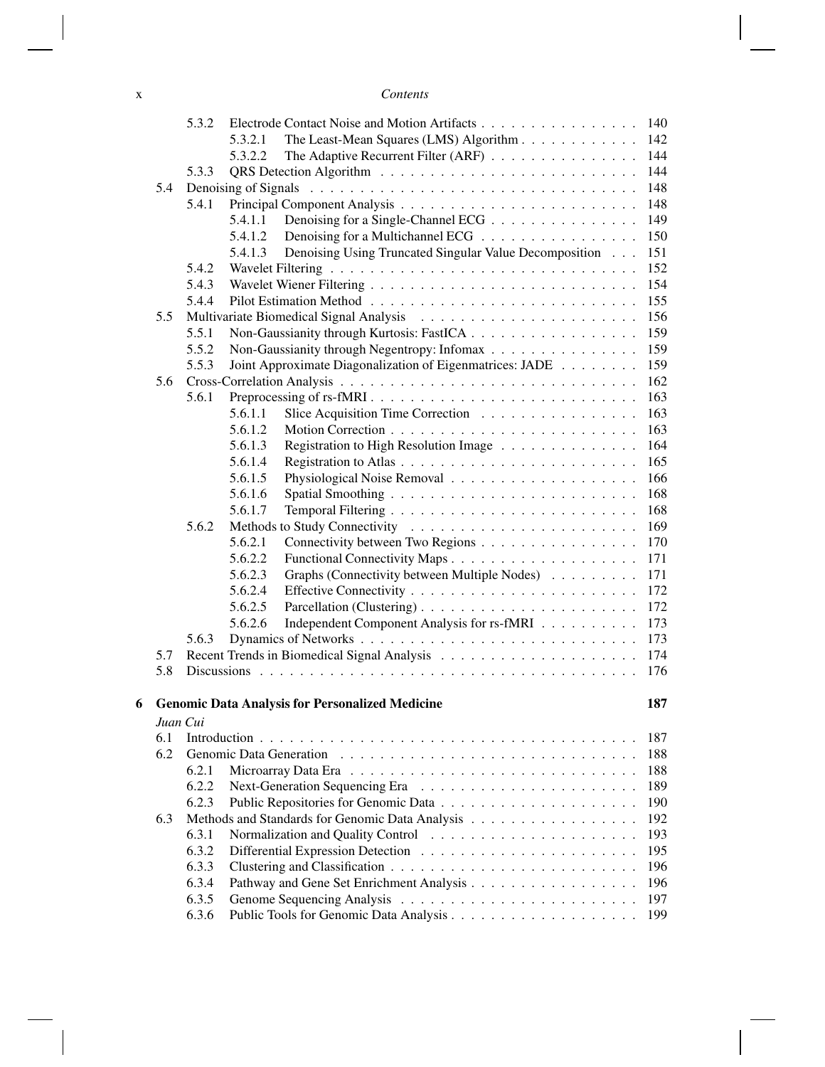5.3.2 Electrode Contact Noise and Motion Artifacts . . . . . . . . . . . . . . . . 140
5.3.2.1 The Least-Mean Squares (LMS) Algorithm . . . . . . . . . . . . 142
5.3.2.2 The Adaptive Recurrent Filter (ARF) . . . . . . . . . . . . . . . 144
5.3.3 QRS Detection Algorithm . . . . . . . . . . . . . . . . . . . . . . . . . 144
5.4 Denoising of Signals . . . . . . . . . . . . . . . . . . . . . . . . . . . . . . 148
5.4.1 Principal Component Analysis . . . . . . . . . . . . . . . . . . . . . . . 148
5.4.1.1 Denoising for a Single-Channel ECG . . . . . . . . . . . . . . . 149
5.4.1.2 Denoising for a Multichannel ECG . . . . . . . . . . . . . . . . 150
5.4.1.3 Denoising Using Truncated Singular Value Decomposition . . . 151
5.4.2 Wavelet Filtering . . . . . . . . . . . . . . . . . . . . . . . . . . . . . . 152
5.4.3 Wavelet Wiener Filtering . . . . . . . . . . . . . . . . . . . . . . . . . . 154
5.4.4 Pilot Estimation Method . . . . . . . . . . . . . . . . . . . . . . . . . . 155
5.5 Multivariate Biomedical Signal Analysis . . . . . . . . . . . . . . . . . . . . 156
5.5.1 Non-Gaussianity through Kurtosis: FastICA . . . . . . . . . . . . . . . . . 159
5.5.2 Non-Gaussianity through Negentropy: Infomax . . . . . . . . . . . . . . . 159
5.5.3 Joint Approximate Diagonalization of Eigenmatrices: JADE . . . . . . . . 159
5.6 Cross-Correlation Analysis . . . . . . . . . . . . . . . . . . . . . . . . . . . 162
5.6.1 Preprocessing of rs-fMRI . . . . . . . . . . . . . . . . . . . . . . . . . . 163
5.6.1.1 Slice Acquisition Time Correction . . . . . . . . . . . . . . . . 163
5.6.1.2 Motion Correction . . . . . . . . . . . . . . . . . . . . . . . . . 163
5.6.1.3 Registration to High Resolution Image . . . . . . . . . . . . . . 164
5.6.1.4 Registration to Atlas . . . . . . . . . . . . . . . . . . . . . . . . 165
5.6.1.5 Physiological Noise Removal . . . . . . . . . . . . . . . . . . . 166
5.6.1.6 Spatial Smoothing . . . . . . . . . . . . . . . . . . . . . . . . . 168
5.6.1.7 Temporal Filtering . . . . . . . . . . . . . . . . . . . . . . . . . 168
5.6.2 Methods to Study Connectivity . . . . . . . . . . . . . . . . . . . . . . . 169
5.6.2.1 Connectivity between Two Regions . . . . . . . . . . . . . . . . 170
5.6.2.2 Functional Connectivity Maps . . . . . . . . . . . . . . . . . . . 171
5.6.2.3 Graphs (Connectivity between Multiple Nodes) . . . . . . . . . 171
5.6.2.4 Effective Connectivity . . . . . . . . . . . . . . . . . . . . . . . 172
5.6.2.5 Parcellation (Clustering) . . . . . . . . . . . . . . . . . . . . . . 172
5.6.2.6 Independent Component Analysis for rs-fMRI . . . . . . . . . . 173
5.6.3 Dynamics of Networks . . . . . . . . . . . . . . . . . . . . . . . . . . . 173
5.7 Recent Trends in Biomedical Signal Analysis . . . . . . . . . . . . . . . . . . 174
5.8 Discussions . . . . . . . . . . . . . . . . . . . . . . . . . . . . . . . . . . . 176

**6 Genomic Data Analysis for Personalized Medicine** **187**

*Juan Cui*

6.1 Introduction . . . . . . . . . . . . . . . . . . . . . . . . . . . . . . . . . . . 187
6.2 Genomic Data Generation . . . . . . . . . . . . . . . . . . . . . . . . . . . . 188
6.2.1 Microarray Data Era . . . . . . . . . . . . . . . . . . . . . . . . . . . . 188
6.2.2 Next-Generation Sequencing Era . . . . . . . . . . . . . . . . . . . . . . 189
6.2.3 Public Repositories for Genomic Data . . . . . . . . . . . . . . . . . . . 190
6.3 Methods and Standards for Genomic Data Analysis . . . . . . . . . . . . . . . 192
6.3.1 Normalization and Quality Control . . . . . . . . . . . . . . . . . . . . . 193
6.3.2 Differential Expression Detection . . . . . . . . . . . . . . . . . . . . . . 195
6.3.3 Clustering and Classification . . . . . . . . . . . . . . . . . . . . . . . . 196
6.3.4 Pathway and Gene Set Enrichment Analysis . . . . . . . . . . . . . . . . 196
6.3.5 Genome Sequencing Analysis . . . . . . . . . . . . . . . . . . . . . . . . 197
6.3.6 Public Tools for Genomic Data Analysis . . . . . . . . . . . . . . . . . . 199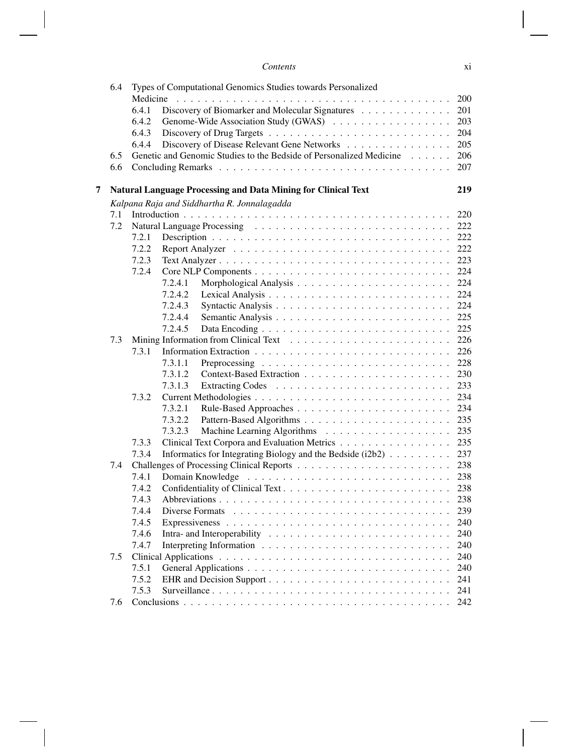6.4 Types of Computational Genomics Studies towards Personalized Medicine . . . . . 200
  6.4.1 Discovery of Biomarker and Molecular Signatures . . . . . 201
  6.4.2 Genome-Wide Association Study (GWAS) . . . . . 203
  6.4.3 Discovery of Drug Targets . . . . . 204
  6.4.4 Discovery of Disease Relevant Gene Networks . . . . . 205
6.5 Genetic and Genomic Studies to the Bedside of Personalized Medicine . . . . . 206
6.6 Concluding Remarks . . . . . 207

**7 Natural Language Processing and Data Mining for Clinical Text 219**

*Kalpana Raja and Siddhartha R. Jonnalagadda*

7.1 Introduction . . . . . 220
7.2 Natural Language Processing . . . . . 222
  7.2.1 Description . . . . . 222
  7.2.2 Report Analyzer . . . . . 222
  7.2.3 Text Analyzer . . . . . 223
  7.2.4 Core NLP Components . . . . . 224
    7.2.4.1 Morphological Analysis . . . . . 224
    7.2.4.2 Lexical Analysis . . . . . 224
    7.2.4.3 Syntactic Analysis . . . . . 224
    7.2.4.4 Semantic Analysis . . . . . 225
    7.2.4.5 Data Encoding . . . . . 225
7.3 Mining Information from Clinical Text . . . . . 226
  7.3.1 Information Extraction . . . . . 226
    7.3.1.1 Preprocessing . . . . . 228
    7.3.1.2 Context-Based Extraction . . . . . 230
    7.3.1.3 Extracting Codes . . . . . 233
  7.3.2 Current Methodologies . . . . . 234
    7.3.2.1 Rule-Based Approaches . . . . . 234
    7.3.2.2 Pattern-Based Algorithms . . . . . 235
    7.3.2.3 Machine Learning Algorithms . . . . . 235
  7.3.3 Clinical Text Corpora and Evaluation Metrics . . . . . 235
  7.3.4 Informatics for Integrating Biology and the Bedside (i2b2) . . . . . 237
7.4 Challenges of Processing Clinical Reports . . . . . 238
  7.4.1 Domain Knowledge . . . . . 238
  7.4.2 Confidentiality of Clinical Text . . . . . 238
  7.4.3 Abbreviations . . . . . 238
  7.4.4 Diverse Formats . . . . . 239
  7.4.5 Expressiveness . . . . . 240
  7.4.6 Intra- and Interoperability . . . . . 240
  7.4.7 Interpreting Information . . . . . 240
7.5 Clinical Applications . . . . . 240
  7.5.1 General Applications . . . . . 240
  7.5.2 EHR and Decision Support . . . . . 241
  7.5.3 Surveillance . . . . . 241
7.6 Conclusions . . . . . 242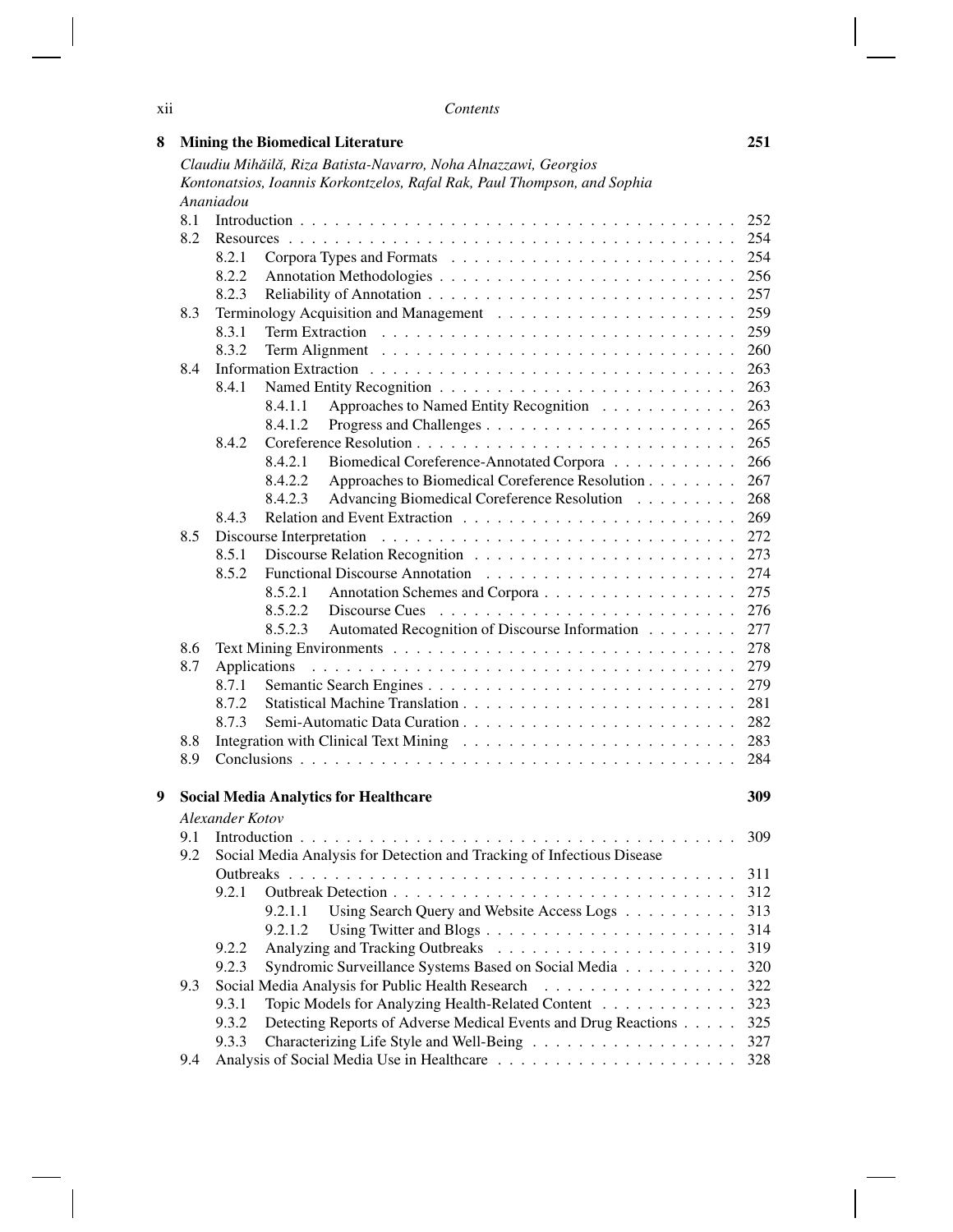**8 Mining the Biomedical Literature** 251

*Claudiu Mihăilă, Riza Batista-Navarro, Noha Alnazzawi, Georgios Kontonatsios, Ioannis Korkontzelos, Rafal Rak, Paul Thompson, and Sophia Ananiadou*

- 8.1 Introduction . . . 252
- 8.2 Resources . . . 254
  - 8.2.1 Corpora Types and Formats . . . 254
  - 8.2.2 Annotation Methodologies . . . 256
  - 8.2.3 Reliability of Annotation . . . 257
- 8.3 Terminology Acquisition and Management . . . 259
  - 8.3.1 Term Extraction . . . 259
  - 8.3.2 Term Alignment . . . 260
- 8.4 Information Extraction . . . 263
  - 8.4.1 Named Entity Recognition . . . 263
    - 8.4.1.1 Approaches to Named Entity Recognition . . . 263
    - 8.4.1.2 Progress and Challenges . . . 265
  - 8.4.2 Coreference Resolution . . . 265
    - 8.4.2.1 Biomedical Coreference-Annotated Corpora . . . 266
    - 8.4.2.2 Approaches to Biomedical Coreference Resolution . . . 267
    - 8.4.2.3 Advancing Biomedical Coreference Resolution . . . 268
  - 8.4.3 Relation and Event Extraction . . . 269
- 8.5 Discourse Interpretation . . . 272
  - 8.5.1 Discourse Relation Recognition . . . 273
  - 8.5.2 Functional Discourse Annotation . . . 274
    - 8.5.2.1 Annotation Schemes and Corpora . . . 275
    - 8.5.2.2 Discourse Cues . . . 276
    - 8.5.2.3 Automated Recognition of Discourse Information . . . 277
- 8.6 Text Mining Environments . . . 278
- 8.7 Applications . . . 279
  - 8.7.1 Semantic Search Engines . . . 279
  - 8.7.2 Statistical Machine Translation . . . 281
  - 8.7.3 Semi-Automatic Data Curation . . . 282
- 8.8 Integration with Clinical Text Mining . . . 283
- 8.9 Conclusions . . . 284

**9 Social Media Analytics for Healthcare** 309

*Alexander Kotov*

- 9.1 Introduction . . . 309
- 9.2 Social Media Analysis for Detection and Tracking of Infectious Disease Outbreaks . . . 311
  - 9.2.1 Outbreak Detection . . . 312
    - 9.2.1.1 Using Search Query and Website Access Logs . . . 313
    - 9.2.1.2 Using Twitter and Blogs . . . 314
  - 9.2.2 Analyzing and Tracking Outbreaks . . . 319
  - 9.2.3 Syndromic Surveillance Systems Based on Social Media . . . 320
- 9.3 Social Media Analysis for Public Health Research . . . 322
  - 9.3.1 Topic Models for Analyzing Health-Related Content . . . 323
  - 9.3.2 Detecting Reports of Adverse Medical Events and Drug Reactions . . . 325
  - 9.3.3 Characterizing Life Style and Well-Being . . . 327
- 9.4 Analysis of Social Media Use in Healthcare . . . 328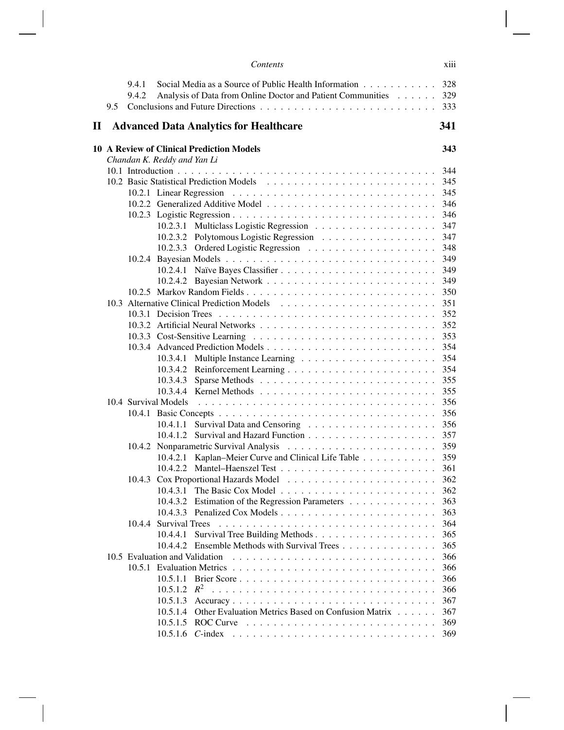9.4.1 Social Media as a Source of Public Health Information . . . . . . . . . . . 328
9.4.2 Analysis of Data from Online Doctor and Patient Communities . . . . . . 329
9.5 Conclusions and Future Directions . . . . . . . . . . . . . . . . . . . . . . . . . 333

# II Advanced Data Analytics for Healthcare 341

**10 A Review of Clinical Prediction Models 343**
*Chandan K. Reddy and Yan Li*

10.1 Introduction . . . . . . . . . . . . . . . . . . . . . . . . . . . . . . . . . . . . 344
10.2 Basic Statistical Prediction Models . . . . . . . . . . . . . . . . . . . . . . . . 345
10.2.1 Linear Regression . . . . . . . . . . . . . . . . . . . . . . . . . . . . . 345
10.2.2 Generalized Additive Model . . . . . . . . . . . . . . . . . . . . . . . . 346
10.2.3 Logistic Regression . . . . . . . . . . . . . . . . . . . . . . . . . . . . 346
10.2.3.1 Multiclass Logistic Regression . . . . . . . . . . . . . . . . . 347
10.2.3.2 Polytomous Logistic Regression . . . . . . . . . . . . . . . . 347
10.2.3.3 Ordered Logistic Regression . . . . . . . . . . . . . . . . . . 348
10.2.4 Bayesian Models . . . . . . . . . . . . . . . . . . . . . . . . . . . . . . 349
10.2.4.1 Naïve Bayes Classifier . . . . . . . . . . . . . . . . . . . . . 349
10.2.4.2 Bayesian Network . . . . . . . . . . . . . . . . . . . . . . . . 349
10.2.5 Markov Random Fields . . . . . . . . . . . . . . . . . . . . . . . . . . 350
10.3 Alternative Clinical Prediction Models . . . . . . . . . . . . . . . . . . . . . . 351
10.3.1 Decision Trees . . . . . . . . . . . . . . . . . . . . . . . . . . . . . . . 352
10.3.2 Artificial Neural Networks . . . . . . . . . . . . . . . . . . . . . . . . . 352
10.3.3 Cost-Sensitive Learning . . . . . . . . . . . . . . . . . . . . . . . . . . 353
10.3.4 Advanced Prediction Models . . . . . . . . . . . . . . . . . . . . . . . . 354
10.3.4.1 Multiple Instance Learning . . . . . . . . . . . . . . . . . . . 354
10.3.4.2 Reinforcement Learning . . . . . . . . . . . . . . . . . . . . . 354
10.3.4.3 Sparse Methods . . . . . . . . . . . . . . . . . . . . . . . . . 355
10.3.4.4 Kernel Methods . . . . . . . . . . . . . . . . . . . . . . . . . 355
10.4 Survival Models . . . . . . . . . . . . . . . . . . . . . . . . . . . . . . . . . . 356
10.4.1 Basic Concepts . . . . . . . . . . . . . . . . . . . . . . . . . . . . . . . 356
10.4.1.1 Survival Data and Censoring . . . . . . . . . . . . . . . . . . 356
10.4.1.2 Survival and Hazard Function . . . . . . . . . . . . . . . . . . 357
10.4.2 Nonparametric Survival Analysis . . . . . . . . . . . . . . . . . . . . . 359
10.4.2.1 Kaplan–Meier Curve and Clinical Life Table . . . . . . . . . . 359
10.4.2.2 Mantel–Haenszel Test . . . . . . . . . . . . . . . . . . . . . . 361
10.4.3 Cox Proportional Hazards Model . . . . . . . . . . . . . . . . . . . . . 362
10.4.3.1 The Basic Cox Model . . . . . . . . . . . . . . . . . . . . . . 362
10.4.3.2 Estimation of the Regression Parameters . . . . . . . . . . . . 363
10.4.3.3 Penalized Cox Models . . . . . . . . . . . . . . . . . . . . . . 363
10.4.4 Survival Trees . . . . . . . . . . . . . . . . . . . . . . . . . . . . . . . 364
10.4.4.1 Survival Tree Building Methods . . . . . . . . . . . . . . . . . 365
10.4.4.2 Ensemble Methods with Survival Trees . . . . . . . . . . . . . 365
10.5 Evaluation and Validation . . . . . . . . . . . . . . . . . . . . . . . . . . . . . 366
10.5.1 Evaluation Metrics . . . . . . . . . . . . . . . . . . . . . . . . . . . . . 366
10.5.1.1 Brier Score . . . . . . . . . . . . . . . . . . . . . . . . . . . 366
10.5.1.2 $R^2$ . . . . . . . . . . . . . . . . . . . . . . . . . . . . . . . 366
10.5.1.3 Accuracy . . . . . . . . . . . . . . . . . . . . . . . . . . . . 367
10.5.1.4 Other Evaluation Metrics Based on Confusion Matrix . . . . . . 367
10.5.1.5 ROC Curve . . . . . . . . . . . . . . . . . . . . . . . . . . . 369
10.5.1.6 *C*-index . . . . . . . . . . . . . . . . . . . . . . . . . . . . . 369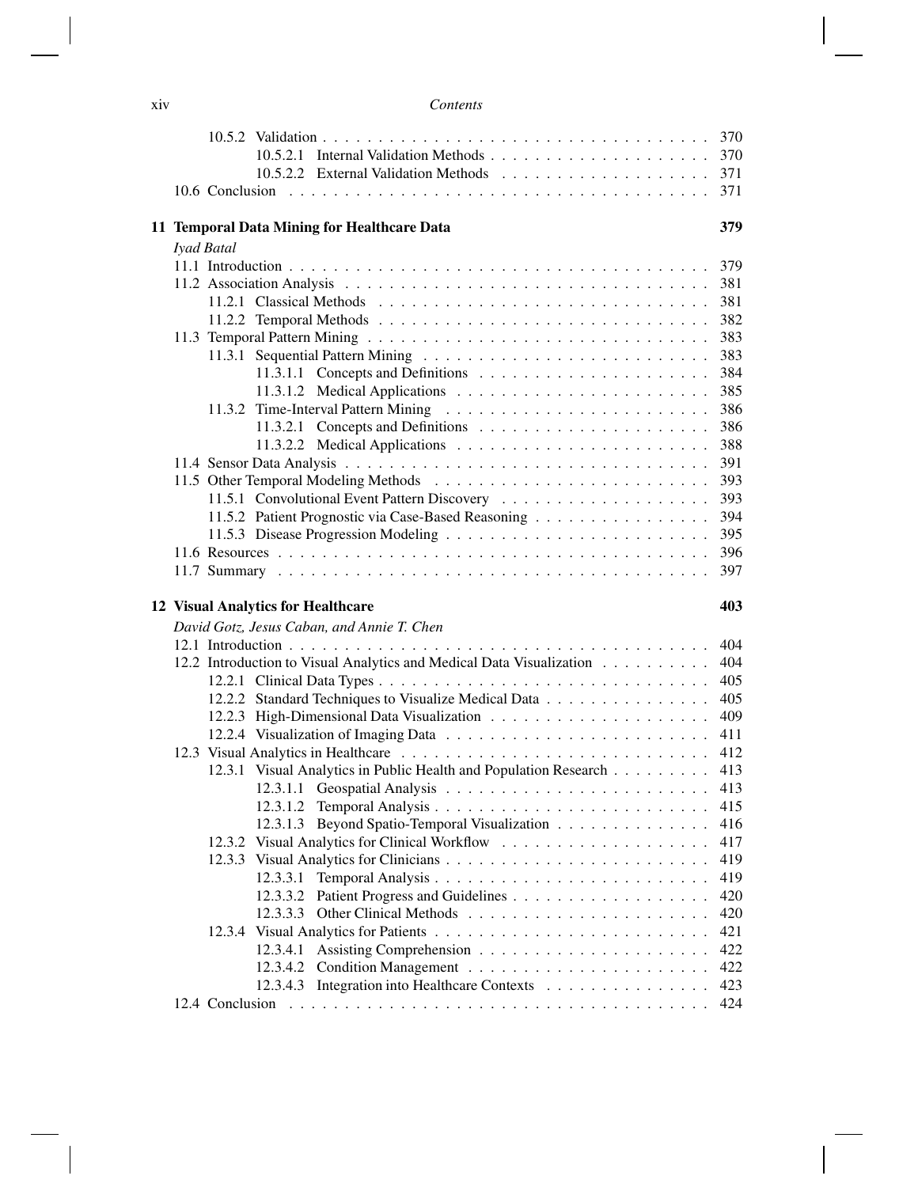10.5.2 Validation . . . . . . . . . . . . . . . . . . . . . . . . . . . . . . . . . . . 370
10.5.2.1 Internal Validation Methods . . . . . . . . . . . . . . . . . . . . 370
10.5.2.2 External Validation Methods . . . . . . . . . . . . . . . . . . . . 371
10.6 Conclusion . . . . . . . . . . . . . . . . . . . . . . . . . . . . . . . . . . . . . 371

**11 Temporal Data Mining for Healthcare Data** **379**

*Iyad Batal*

11.1 Introduction . . . . . . . . . . . . . . . . . . . . . . . . . . . . . . . . . . . . . 379
11.2 Association Analysis . . . . . . . . . . . . . . . . . . . . . . . . . . . . . . . . 381
11.2.1 Classical Methods . . . . . . . . . . . . . . . . . . . . . . . . . . . . . 381
11.2.2 Temporal Methods . . . . . . . . . . . . . . . . . . . . . . . . . . . . . 382
11.3 Temporal Pattern Mining . . . . . . . . . . . . . . . . . . . . . . . . . . . . . . 383
11.3.1 Sequential Pattern Mining . . . . . . . . . . . . . . . . . . . . . . . . 383
11.3.1.1 Concepts and Definitions . . . . . . . . . . . . . . . . . . . . . 384
11.3.1.2 Medical Applications . . . . . . . . . . . . . . . . . . . . . . . 385
11.3.2 Time-Interval Pattern Mining . . . . . . . . . . . . . . . . . . . . . . 386
11.3.2.1 Concepts and Definitions . . . . . . . . . . . . . . . . . . . . . 386
11.3.2.2 Medical Applications . . . . . . . . . . . . . . . . . . . . . . . 388
11.4 Sensor Data Analysis . . . . . . . . . . . . . . . . . . . . . . . . . . . . . . . . 391
11.5 Other Temporal Modeling Methods . . . . . . . . . . . . . . . . . . . . . . . . 393
11.5.1 Convolutional Event Pattern Discovery . . . . . . . . . . . . . . . . . 393
11.5.2 Patient Prognostic via Case-Based Reasoning . . . . . . . . . . . . . . 394
11.5.3 Disease Progression Modeling . . . . . . . . . . . . . . . . . . . . . . 395
11.6 Resources . . . . . . . . . . . . . . . . . . . . . . . . . . . . . . . . . . . . . . 396
11.7 Summary . . . . . . . . . . . . . . . . . . . . . . . . . . . . . . . . . . . . . . 397

**12 Visual Analytics for Healthcare** **403**

*David Gotz, Jesus Caban, and Annie T. Chen*

12.1 Introduction . . . . . . . . . . . . . . . . . . . . . . . . . . . . . . . . . . . . . 404
12.2 Introduction to Visual Analytics and Medical Data Visualization . . . . . . . . . 404
12.2.1 Clinical Data Types . . . . . . . . . . . . . . . . . . . . . . . . . . . . 405
12.2.2 Standard Techniques to Visualize Medical Data . . . . . . . . . . . . . 405
12.2.3 High-Dimensional Data Visualization . . . . . . . . . . . . . . . . . . 409
12.2.4 Visualization of Imaging Data . . . . . . . . . . . . . . . . . . . . . . 411
12.3 Visual Analytics in Healthcare . . . . . . . . . . . . . . . . . . . . . . . . . . . 412
12.3.1 Visual Analytics in Public Health and Population Research . . . . . . . . 413
12.3.1.1 Geospatial Analysis . . . . . . . . . . . . . . . . . . . . . . . . 413
12.3.1.2 Temporal Analysis . . . . . . . . . . . . . . . . . . . . . . . . . 415
12.3.1.3 Beyond Spatio-Temporal Visualization . . . . . . . . . . . . . . 416
12.3.2 Visual Analytics for Clinical Workflow . . . . . . . . . . . . . . . . . 417
12.3.3 Visual Analytics for Clinicians . . . . . . . . . . . . . . . . . . . . . . 419
12.3.3.1 Temporal Analysis . . . . . . . . . . . . . . . . . . . . . . . . . 419
12.3.3.2 Patient Progress and Guidelines . . . . . . . . . . . . . . . . . . 420
12.3.3.3 Other Clinical Methods . . . . . . . . . . . . . . . . . . . . . . 420
12.3.4 Visual Analytics for Patients . . . . . . . . . . . . . . . . . . . . . . . 421
12.3.4.1 Assisting Comprehension . . . . . . . . . . . . . . . . . . . . . 422
12.3.4.2 Condition Management . . . . . . . . . . . . . . . . . . . . . . 422
12.3.4.3 Integration into Healthcare Contexts . . . . . . . . . . . . . . . 423
12.4 Conclusion . . . . . . . . . . . . . . . . . . . . . . . . . . . . . . . . . . . . . 424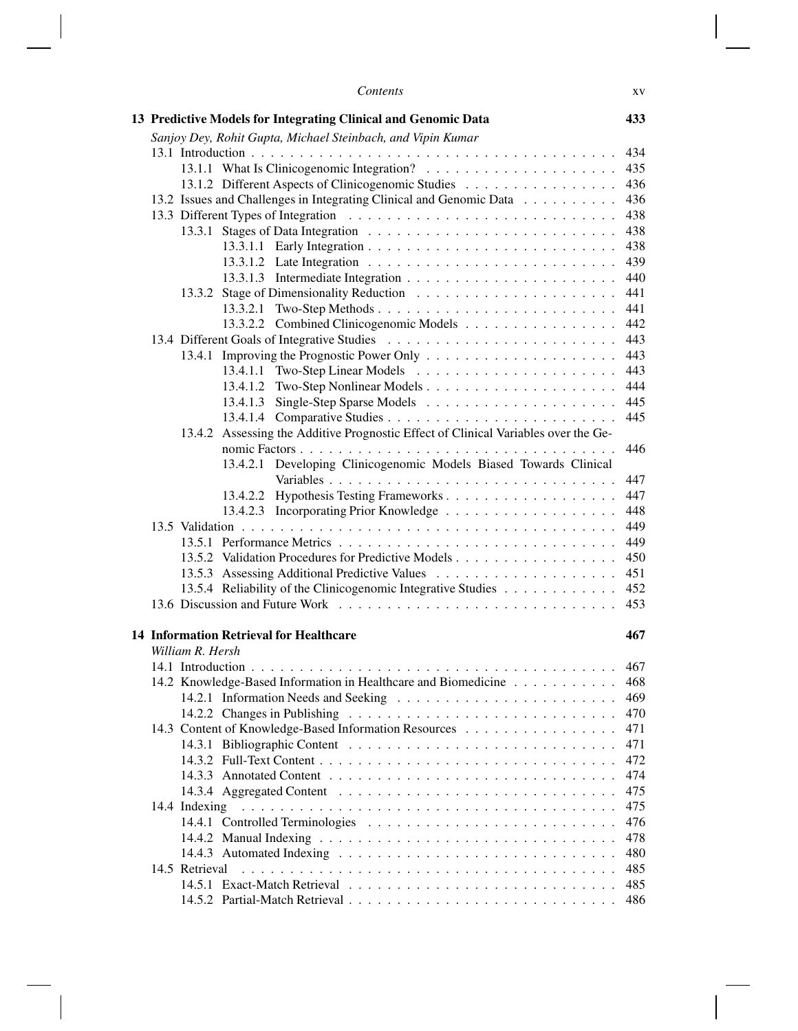**13 Predictive Models for Integrating Clinical and Genomic Data** 433

*Sanjoy Dey, Rohit Gupta, Michael Steinbach, and Vipin Kumar*

13.1 Introduction . . . . . . . . . . . . . . . . . . . . . . . . . . . . . . . . . . . . . . 434
- 13.1.1 What Is Clinicogenomic Integration? . . . . . . . . . . . . . . . . . . . . 435
- 13.1.2 Different Aspects of Clinicogenomic Studies . . . . . . . . . . . . . . . . 436

13.2 Issues and Challenges in Integrating Clinical and Genomic Data . . . . . . . . . . 436

13.3 Different Types of Integration . . . . . . . . . . . . . . . . . . . . . . . . . . . 438
- 13.3.1 Stages of Data Integration . . . . . . . . . . . . . . . . . . . . . . . . . 438
  - 13.3.1.1 Early Integration . . . . . . . . . . . . . . . . . . . . . . . . . 438
  - 13.3.1.2 Late Integration . . . . . . . . . . . . . . . . . . . . . . . . . 439
  - 13.3.1.3 Intermediate Integration . . . . . . . . . . . . . . . . . . . . . 440
- 13.3.2 Stage of Dimensionality Reduction . . . . . . . . . . . . . . . . . . . . 441
  - 13.3.2.1 Two-Step Methods . . . . . . . . . . . . . . . . . . . . . . . . 441
  - 13.3.2.2 Combined Clinicogenomic Models . . . . . . . . . . . . . . . . 442

13.4 Different Goals of Integrative Studies . . . . . . . . . . . . . . . . . . . . . . . 443
- 13.4.1 Improving the Prognostic Power Only . . . . . . . . . . . . . . . . . . . 443
  - 13.4.1.1 Two-Step Linear Models . . . . . . . . . . . . . . . . . . . . . 443
  - 13.4.1.2 Two-Step Nonlinear Models . . . . . . . . . . . . . . . . . . . 444
  - 13.4.1.3 Single-Step Sparse Models . . . . . . . . . . . . . . . . . . . . 445
  - 13.4.1.4 Comparative Studies . . . . . . . . . . . . . . . . . . . . . . . 445
- 13.4.2 Assessing the Additive Prognostic Effect of Clinical Variables over the Genomic Factors . . . . . . . . . . . . . . . . . . . . . . . . . . . . . . . . 446
  - 13.4.2.1 Developing Clinicogenomic Models Biased Towards Clinical Variables . . . . . . . . . . . . . . . . . . . . . . . . . . . . . 447
  - 13.4.2.2 Hypothesis Testing Frameworks . . . . . . . . . . . . . . . . . 447
  - 13.4.2.3 Incorporating Prior Knowledge . . . . . . . . . . . . . . . . . . 448

13.5 Validation . . . . . . . . . . . . . . . . . . . . . . . . . . . . . . . . . . . . . . 449
- 13.5.1 Performance Metrics . . . . . . . . . . . . . . . . . . . . . . . . . . . . 449
- 13.5.2 Validation Procedures for Predictive Models . . . . . . . . . . . . . . . . 450
- 13.5.3 Assessing Additional Predictive Values . . . . . . . . . . . . . . . . . . 451
- 13.5.4 Reliability of the Clinicogenomic Integrative Studies . . . . . . . . . . . 452

13.6 Discussion and Future Work . . . . . . . . . . . . . . . . . . . . . . . . . . . . 453

**14 Information Retrieval for Healthcare** 467

*William R. Hersh*

14.1 Introduction . . . . . . . . . . . . . . . . . . . . . . . . . . . . . . . . . . . . . . 467

14.2 Knowledge-Based Information in Healthcare and Biomedicine . . . . . . . . . . . 468
- 14.2.1 Information Needs and Seeking . . . . . . . . . . . . . . . . . . . . . . 469
- 14.2.2 Changes in Publishing . . . . . . . . . . . . . . . . . . . . . . . . . . . 470

14.3 Content of Knowledge-Based Information Resources . . . . . . . . . . . . . . . . 471
- 14.3.1 Bibliographic Content . . . . . . . . . . . . . . . . . . . . . . . . . . . 471
- 14.3.2 Full-Text Content . . . . . . . . . . . . . . . . . . . . . . . . . . . . . 472
- 14.3.3 Annotated Content . . . . . . . . . . . . . . . . . . . . . . . . . . . . . 474
- 14.3.4 Aggregated Content . . . . . . . . . . . . . . . . . . . . . . . . . . . . 475

14.4 Indexing . . . . . . . . . . . . . . . . . . . . . . . . . . . . . . . . . . . . . . . 475
- 14.4.1 Controlled Terminologies . . . . . . . . . . . . . . . . . . . . . . . . . 476
- 14.4.2 Manual Indexing . . . . . . . . . . . . . . . . . . . . . . . . . . . . . . 478
- 14.4.3 Automated Indexing . . . . . . . . . . . . . . . . . . . . . . . . . . . . 480

14.5 Retrieval . . . . . . . . . . . . . . . . . . . . . . . . . . . . . . . . . . . . . . . 485
- 14.5.1 Exact-Match Retrieval . . . . . . . . . . . . . . . . . . . . . . . . . . . 485
- 14.5.2 Partial-Match Retrieval . . . . . . . . . . . . . . . . . . . . . . . . . . 486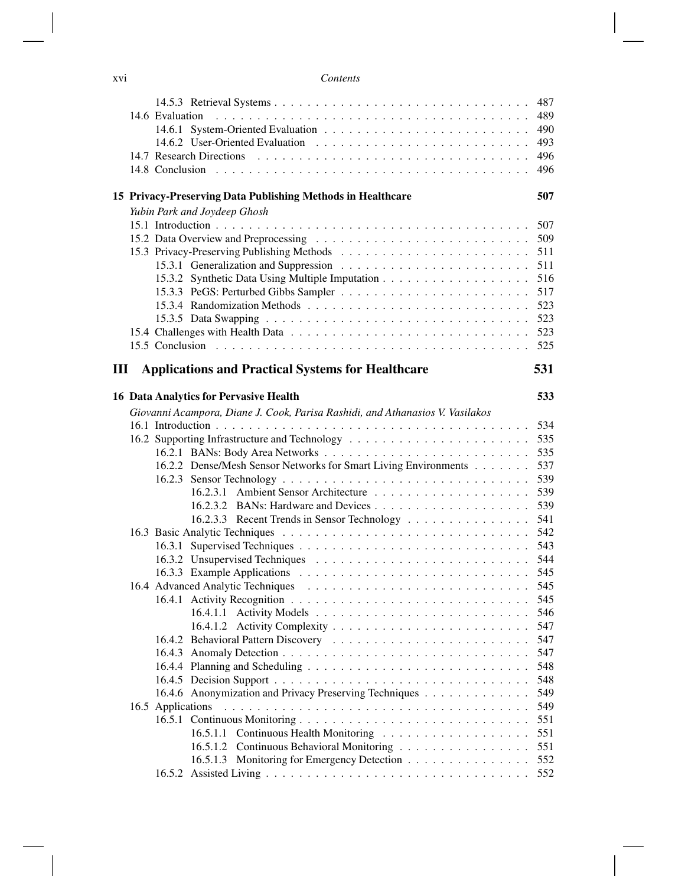14.5.3 Retrieval Systems . . . . . . . . . . . . . . . . . . . . . . . . . . . . . . 487
14.6 Evaluation . . . . . . . . . . . . . . . . . . . . . . . . . . . . . . . . . . . . 489
14.6.1 System-Oriented Evaluation . . . . . . . . . . . . . . . . . . . . . . . . 490
14.6.2 User-Oriented Evaluation . . . . . . . . . . . . . . . . . . . . . . . . . 493
14.7 Research Directions . . . . . . . . . . . . . . . . . . . . . . . . . . . . . . . 496
14.8 Conclusion . . . . . . . . . . . . . . . . . . . . . . . . . . . . . . . . . . . . 496

**15 Privacy-Preserving Data Publishing Methods in Healthcare** **507**

*Yubin Park and Joydeep Ghosh*

15.1 Introduction . . . . . . . . . . . . . . . . . . . . . . . . . . . . . . . . . . . . 507
15.2 Data Overview and Preprocessing . . . . . . . . . . . . . . . . . . . . . . . . 509
15.3 Privacy-Preserving Publishing Methods . . . . . . . . . . . . . . . . . . . . . 511
15.3.1 Generalization and Suppression . . . . . . . . . . . . . . . . . . . . . . 511
15.3.2 Synthetic Data Using Multiple Imputation . . . . . . . . . . . . . . . . . 516
15.3.3 PeGS: Perturbed Gibbs Sampler . . . . . . . . . . . . . . . . . . . . . . 517
15.3.4 Randomization Methods . . . . . . . . . . . . . . . . . . . . . . . . . . 523
15.3.5 Data Swapping . . . . . . . . . . . . . . . . . . . . . . . . . . . . . . . 523
15.4 Challenges with Health Data . . . . . . . . . . . . . . . . . . . . . . . . . . . 523
15.5 Conclusion . . . . . . . . . . . . . . . . . . . . . . . . . . . . . . . . . . . . 525

# III Applications and Practical Systems for Healthcare 531

**16 Data Analytics for Pervasive Health** **533**

*Giovanni Acampora, Diane J. Cook, Parisa Rashidi, and Athanasios V. Vasilakos*

16.1 Introduction . . . . . . . . . . . . . . . . . . . . . . . . . . . . . . . . . . . . 534
16.2 Supporting Infrastructure and Technology . . . . . . . . . . . . . . . . . . . . 535
16.2.1 BANs: Body Area Networks . . . . . . . . . . . . . . . . . . . . . . . . 535
16.2.2 Dense/Mesh Sensor Networks for Smart Living Environments . . . . . . . 537
16.2.3 Sensor Technology . . . . . . . . . . . . . . . . . . . . . . . . . . . . . 539
16.2.3.1 Ambient Sensor Architecture . . . . . . . . . . . . . . . . . . . 539
16.2.3.2 BANs: Hardware and Devices . . . . . . . . . . . . . . . . . . . 539
16.2.3.3 Recent Trends in Sensor Technology . . . . . . . . . . . . . . . 541
16.3 Basic Analytic Techniques . . . . . . . . . . . . . . . . . . . . . . . . . . . . 542
16.3.1 Supervised Techniques . . . . . . . . . . . . . . . . . . . . . . . . . . . 543
16.3.2 Unsupervised Techniques . . . . . . . . . . . . . . . . . . . . . . . . . 544
16.3.3 Example Applications . . . . . . . . . . . . . . . . . . . . . . . . . . . 545
16.4 Advanced Analytic Techniques . . . . . . . . . . . . . . . . . . . . . . . . . . 545
16.4.1 Activity Recognition . . . . . . . . . . . . . . . . . . . . . . . . . . . . 545
16.4.1.1 Activity Models . . . . . . . . . . . . . . . . . . . . . . . . . . 546
16.4.1.2 Activity Complexity . . . . . . . . . . . . . . . . . . . . . . . . 547
16.4.2 Behavioral Pattern Discovery . . . . . . . . . . . . . . . . . . . . . . . 547
16.4.3 Anomaly Detection . . . . . . . . . . . . . . . . . . . . . . . . . . . . . 547
16.4.4 Planning and Scheduling . . . . . . . . . . . . . . . . . . . . . . . . . . 548
16.4.5 Decision Support . . . . . . . . . . . . . . . . . . . . . . . . . . . . . . 548
16.4.6 Anonymization and Privacy Preserving Techniques . . . . . . . . . . . . 549
16.5 Applications . . . . . . . . . . . . . . . . . . . . . . . . . . . . . . . . . . . . 549
16.5.1 Continuous Monitoring . . . . . . . . . . . . . . . . . . . . . . . . . . . 551
16.5.1.1 Continuous Health Monitoring . . . . . . . . . . . . . . . . . . 551
16.5.1.2 Continuous Behavioral Monitoring . . . . . . . . . . . . . . . . 551
16.5.1.3 Monitoring for Emergency Detection . . . . . . . . . . . . . . . 552
16.5.2 Assisted Living . . . . . . . . . . . . . . . . . . . . . . . . . . . . . . . 552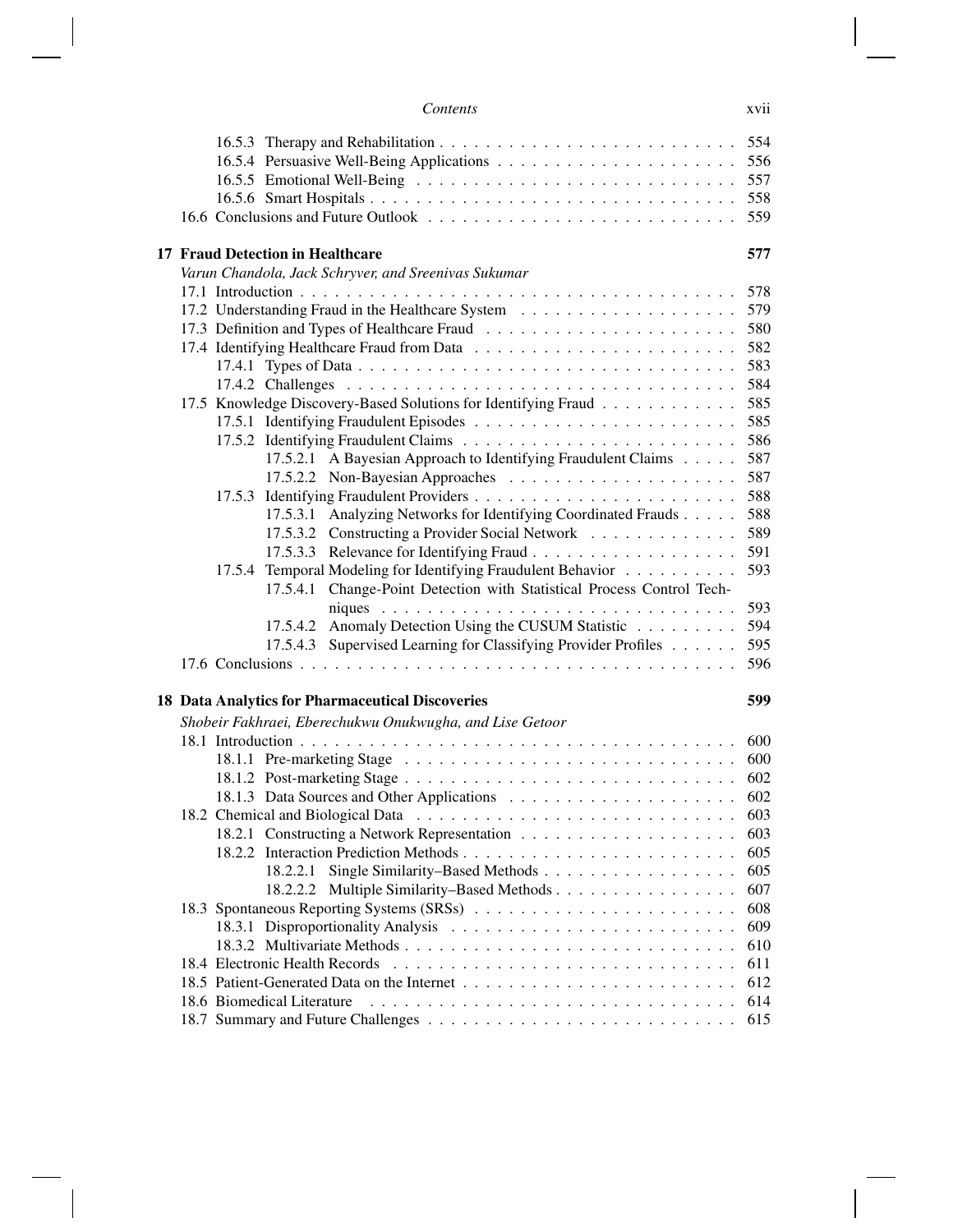16.5.3 Therapy and Rehabilitation . . . . . . . . . . . . . . . . . . . . . . . . . 554
16.5.4 Persuasive Well-Being Applications . . . . . . . . . . . . . . . . . . . . 556
16.5.5 Emotional Well-Being . . . . . . . . . . . . . . . . . . . . . . . . . . . 557
16.5.6 Smart Hospitals . . . . . . . . . . . . . . . . . . . . . . . . . . . . . . . 558
16.6 Conclusions and Future Outlook . . . . . . . . . . . . . . . . . . . . . . . . . 559

**17 Fraud Detection in Healthcare** **577**

*Varun Chandola, Jack Schryver, and Sreenivas Sukumar*

17.1 Introduction . . . . . . . . . . . . . . . . . . . . . . . . . . . . . . . . . . . . 578
17.2 Understanding Fraud in the Healthcare System . . . . . . . . . . . . . . . . . . 579
17.3 Definition and Types of Healthcare Fraud . . . . . . . . . . . . . . . . . . . . . 580
17.4 Identifying Healthcare Fraud from Data . . . . . . . . . . . . . . . . . . . . . . 582
17.4.1 Types of Data . . . . . . . . . . . . . . . . . . . . . . . . . . . . . . . . 583
17.4.2 Challenges . . . . . . . . . . . . . . . . . . . . . . . . . . . . . . . . . . 584
17.5 Knowledge Discovery-Based Solutions for Identifying Fraud . . . . . . . . . . . 585
17.5.1 Identifying Fraudulent Episodes . . . . . . . . . . . . . . . . . . . . . . 585
17.5.2 Identifying Fraudulent Claims . . . . . . . . . . . . . . . . . . . . . . . 586
17.5.2.1 A Bayesian Approach to Identifying Fraudulent Claims . . . . . 587
17.5.2.2 Non-Bayesian Approaches . . . . . . . . . . . . . . . . . . . . 587
17.5.3 Identifying Fraudulent Providers . . . . . . . . . . . . . . . . . . . . . . 588
17.5.3.1 Analyzing Networks for Identifying Coordinated Frauds . . . . . 588
17.5.3.2 Constructing a Provider Social Network . . . . . . . . . . . . . 589
17.5.3.3 Relevance for Identifying Fraud . . . . . . . . . . . . . . . . . . 591
17.5.4 Temporal Modeling for Identifying Fraudulent Behavior . . . . . . . . . . 593
17.5.4.1 Change-Point Detection with Statistical Process Control Techniques . . . . . . . . . . . . . . . . . . . . . . . . . . . . . . 593
17.5.4.2 Anomaly Detection Using the CUSUM Statistic . . . . . . . . . 594
17.5.4.3 Supervised Learning for Classifying Provider Profiles . . . . . . 595
17.6 Conclusions . . . . . . . . . . . . . . . . . . . . . . . . . . . . . . . . . . . . 596

**18 Data Analytics for Pharmaceutical Discoveries** **599**

*Shobeir Fakhraei, Eberechukwu Onukwugha, and Lise Getoor*

18.1 Introduction . . . . . . . . . . . . . . . . . . . . . . . . . . . . . . . . . . . . 600
18.1.1 Pre-marketing Stage . . . . . . . . . . . . . . . . . . . . . . . . . . . . 600
18.1.2 Post-marketing Stage . . . . . . . . . . . . . . . . . . . . . . . . . . . . 602
18.1.3 Data Sources and Other Applications . . . . . . . . . . . . . . . . . . . 602
18.2 Chemical and Biological Data . . . . . . . . . . . . . . . . . . . . . . . . . . . 603
18.2.1 Constructing a Network Representation . . . . . . . . . . . . . . . . . . 603
18.2.2 Interaction Prediction Methods . . . . . . . . . . . . . . . . . . . . . . . 605
18.2.2.1 Single Similarity–Based Methods . . . . . . . . . . . . . . . . . 605
18.2.2.2 Multiple Similarity–Based Methods . . . . . . . . . . . . . . . . 607
18.3 Spontaneous Reporting Systems (SRSs) . . . . . . . . . . . . . . . . . . . . . . 608
18.3.1 Disproportionality Analysis . . . . . . . . . . . . . . . . . . . . . . . . . 609
18.3.2 Multivariate Methods . . . . . . . . . . . . . . . . . . . . . . . . . . . . 610
18.4 Electronic Health Records . . . . . . . . . . . . . . . . . . . . . . . . . . . . . 611
18.5 Patient-Generated Data on the Internet . . . . . . . . . . . . . . . . . . . . . . . 612
18.6 Biomedical Literature . . . . . . . . . . . . . . . . . . . . . . . . . . . . . . . 614
18.7 Summary and Future Challenges . . . . . . . . . . . . . . . . . . . . . . . . . . 615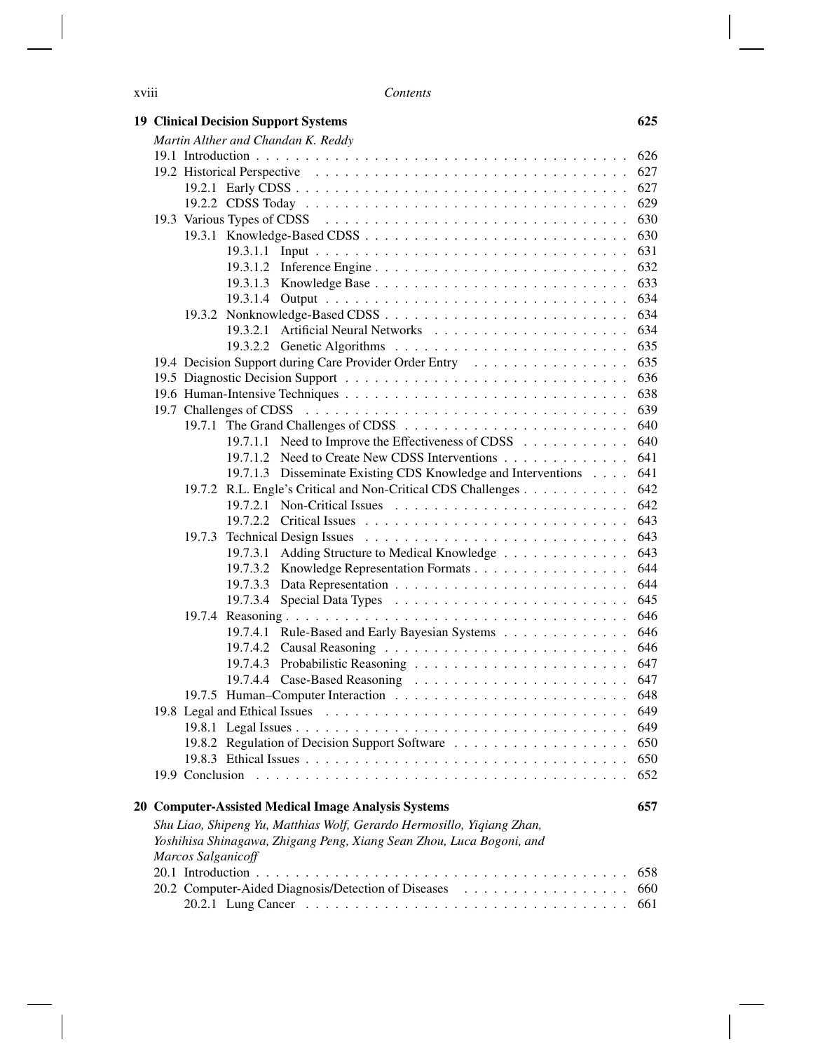**19 Clinical Decision Support Systems** 625

*Martin Alther and Chandan K. Reddy*

19.1 Introduction . . . . . . . . . . . . . . . . . . . . . . . . . . . . . . . . . . . . . 626
19.2 Historical Perspective . . . . . . . . . . . . . . . . . . . . . . . . . . . . . . . . 627
19.2.1 Early CDSS . . . . . . . . . . . . . . . . . . . . . . . . . . . . . . . . . 627
19.2.2 CDSS Today . . . . . . . . . . . . . . . . . . . . . . . . . . . . . . . . . 629
19.3 Various Types of CDSS . . . . . . . . . . . . . . . . . . . . . . . . . . . . . . . 630
19.3.1 Knowledge-Based CDSS . . . . . . . . . . . . . . . . . . . . . . . . . . 630
19.3.1.1 Input . . . . . . . . . . . . . . . . . . . . . . . . . . . . . . . . 631
19.3.1.2 Inference Engine . . . . . . . . . . . . . . . . . . . . . . . . . 632
19.3.1.3 Knowledge Base . . . . . . . . . . . . . . . . . . . . . . . . . 633
19.3.1.4 Output . . . . . . . . . . . . . . . . . . . . . . . . . . . . . . . 634
19.3.2 Nonknowledge-Based CDSS . . . . . . . . . . . . . . . . . . . . . . . . 634
19.3.2.1 Artificial Neural Networks . . . . . . . . . . . . . . . . . . . . 634
19.3.2.2 Genetic Algorithms . . . . . . . . . . . . . . . . . . . . . . . . 635
19.4 Decision Support during Care Provider Order Entry . . . . . . . . . . . . . . . . 635
19.5 Diagnostic Decision Support . . . . . . . . . . . . . . . . . . . . . . . . . . . . 636
19.6 Human-Intensive Techniques . . . . . . . . . . . . . . . . . . . . . . . . . . . . 638
19.7 Challenges of CDSS . . . . . . . . . . . . . . . . . . . . . . . . . . . . . . . . 639
19.7.1 The Grand Challenges of CDSS . . . . . . . . . . . . . . . . . . . . . . 640
19.7.1.1 Need to Improve the Effectiveness of CDSS . . . . . . . . . . . 640
19.7.1.2 Need to Create New CDSS Interventions . . . . . . . . . . . . . 641
19.7.1.3 Disseminate Existing CDS Knowledge and Interventions . . . . 641
19.7.2 R.L. Engle's Critical and Non-Critical CDS Challenges . . . . . . . . . . 642
19.7.2.1 Non-Critical Issues . . . . . . . . . . . . . . . . . . . . . . . . 642
19.7.2.2 Critical Issues . . . . . . . . . . . . . . . . . . . . . . . . . . . 643
19.7.3 Technical Design Issues . . . . . . . . . . . . . . . . . . . . . . . . . . 643
19.7.3.1 Adding Structure to Medical Knowledge . . . . . . . . . . . . . 643
19.7.3.2 Knowledge Representation Formats . . . . . . . . . . . . . . . . 644
19.7.3.3 Data Representation . . . . . . . . . . . . . . . . . . . . . . . . 644
19.7.3.4 Special Data Types . . . . . . . . . . . . . . . . . . . . . . . . 645
19.7.4 Reasoning . . . . . . . . . . . . . . . . . . . . . . . . . . . . . . . . . . 646
19.7.4.1 Rule-Based and Early Bayesian Systems . . . . . . . . . . . . . 646
19.7.4.2 Causal Reasoning . . . . . . . . . . . . . . . . . . . . . . . . . 646
19.7.4.3 Probabilistic Reasoning . . . . . . . . . . . . . . . . . . . . . . 647
19.7.4.4 Case-Based Reasoning . . . . . . . . . . . . . . . . . . . . . . 647
19.7.5 Human–Computer Interaction . . . . . . . . . . . . . . . . . . . . . . . 648
19.8 Legal and Ethical Issues . . . . . . . . . . . . . . . . . . . . . . . . . . . . . . 649
19.8.1 Legal Issues . . . . . . . . . . . . . . . . . . . . . . . . . . . . . . . . . 649
19.8.2 Regulation of Decision Support Software . . . . . . . . . . . . . . . . . 650
19.8.3 Ethical Issues . . . . . . . . . . . . . . . . . . . . . . . . . . . . . . . . 650
19.9 Conclusion . . . . . . . . . . . . . . . . . . . . . . . . . . . . . . . . . . . . . 652

**20 Computer-Assisted Medical Image Analysis Systems** 657

*Shu Liao, Shipeng Yu, Matthias Wolf, Gerardo Hermosillo, Yiqiang Zhan, Yoshihisa Shinagawa, Zhigang Peng, Xiang Sean Zhou, Luca Bogoni, and Marcos Salganicoff*

20.1 Introduction . . . . . . . . . . . . . . . . . . . . . . . . . . . . . . . . . . . . . 658
20.2 Computer-Aided Diagnosis/Detection of Diseases . . . . . . . . . . . . . . . . . 660
20.2.1 Lung Cancer . . . . . . . . . . . . . . . . . . . . . . . . . . . . . . . . . 661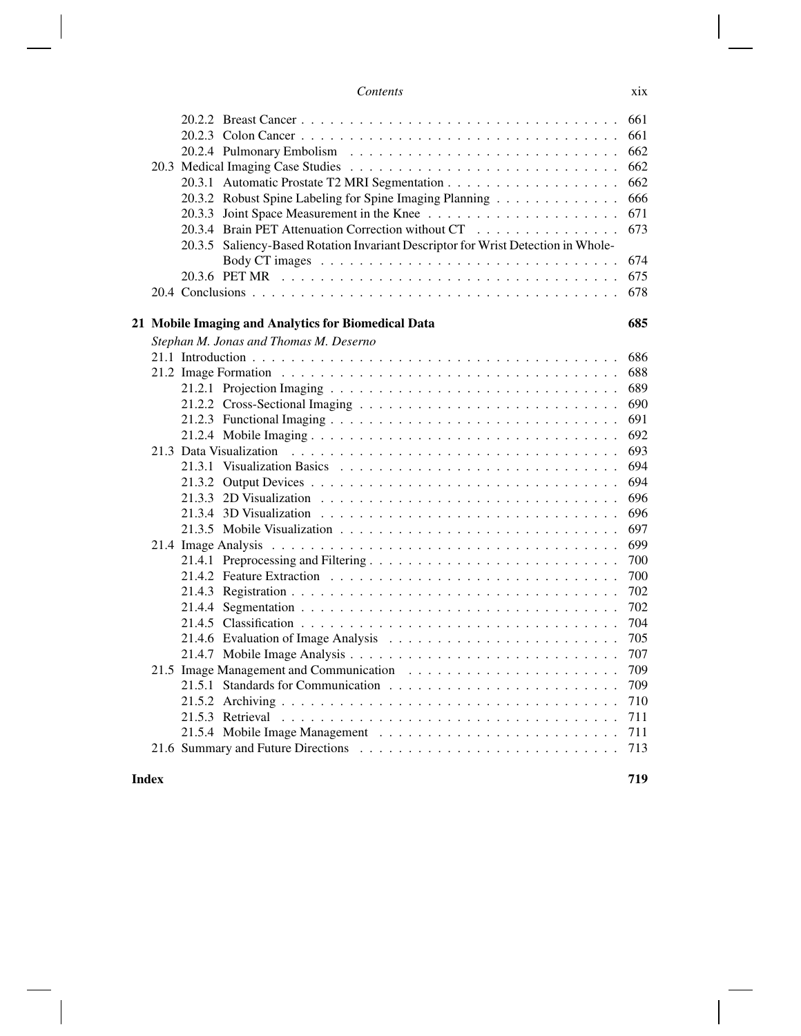20.2.2 Breast Cancer . . . . . . . . . . . . . . . . . . . . . . . . . . . . . . . 661
20.2.3 Colon Cancer . . . . . . . . . . . . . . . . . . . . . . . . . . . . . . . 661
20.2.4 Pulmonary Embolism . . . . . . . . . . . . . . . . . . . . . . . . . . . 662
20.3 Medical Imaging Case Studies . . . . . . . . . . . . . . . . . . . . . . . . . . 662
20.3.1 Automatic Prostate T2 MRI Segmentation . . . . . . . . . . . . . . . . . . 662
20.3.2 Robust Spine Labeling for Spine Imaging Planning . . . . . . . . . . . . . 666
20.3.3 Joint Space Measurement in the Knee . . . . . . . . . . . . . . . . . . . . 671
20.3.4 Brain PET Attenuation Correction without CT . . . . . . . . . . . . . . . 673
20.3.5 Saliency-Based Rotation Invariant Descriptor for Wrist Detection in Whole-Body CT images . . . . . . . . . . . . . . . . . . . . . . . . . . . . . . 674
20.3.6 PET MR . . . . . . . . . . . . . . . . . . . . . . . . . . . . . . . . . . 675
20.4 Conclusions . . . . . . . . . . . . . . . . . . . . . . . . . . . . . . . . . . . 678

**21 Mobile Imaging and Analytics for Biomedical Data** **685**

*Stephan M. Jonas and Thomas M. Deserno*

21.1 Introduction . . . . . . . . . . . . . . . . . . . . . . . . . . . . . . . . . . . 686
21.2 Image Formation . . . . . . . . . . . . . . . . . . . . . . . . . . . . . . . . 688
21.2.1 Projection Imaging . . . . . . . . . . . . . . . . . . . . . . . . . . . . . 689
21.2.2 Cross-Sectional Imaging . . . . . . . . . . . . . . . . . . . . . . . . . . 690
21.2.3 Functional Imaging . . . . . . . . . . . . . . . . . . . . . . . . . . . . . 691
21.2.4 Mobile Imaging . . . . . . . . . . . . . . . . . . . . . . . . . . . . . . . 692
21.3 Data Visualization . . . . . . . . . . . . . . . . . . . . . . . . . . . . . . . 693
21.3.1 Visualization Basics . . . . . . . . . . . . . . . . . . . . . . . . . . . . 694
21.3.2 Output Devices . . . . . . . . . . . . . . . . . . . . . . . . . . . . . . . 694
21.3.3 2D Visualization . . . . . . . . . . . . . . . . . . . . . . . . . . . . . . 696
21.3.4 3D Visualization . . . . . . . . . . . . . . . . . . . . . . . . . . . . . . 696
21.3.5 Mobile Visualization . . . . . . . . . . . . . . . . . . . . . . . . . . . . 697
21.4 Image Analysis . . . . . . . . . . . . . . . . . . . . . . . . . . . . . . . . . 699
21.4.1 Preprocessing and Filtering . . . . . . . . . . . . . . . . . . . . . . . . . 700
21.4.2 Feature Extraction . . . . . . . . . . . . . . . . . . . . . . . . . . . . . 700
21.4.3 Registration . . . . . . . . . . . . . . . . . . . . . . . . . . . . . . . . . 702
21.4.4 Segmentation . . . . . . . . . . . . . . . . . . . . . . . . . . . . . . . . 702
21.4.5 Classification . . . . . . . . . . . . . . . . . . . . . . . . . . . . . . . . 704
21.4.6 Evaluation of Image Analysis . . . . . . . . . . . . . . . . . . . . . . . . 705
21.4.7 Mobile Image Analysis . . . . . . . . . . . . . . . . . . . . . . . . . . . 707
21.5 Image Management and Communication . . . . . . . . . . . . . . . . . . . . 709
21.5.1 Standards for Communication . . . . . . . . . . . . . . . . . . . . . . . . 709
21.5.2 Archiving . . . . . . . . . . . . . . . . . . . . . . . . . . . . . . . . . . 710
21.5.3 Retrieval . . . . . . . . . . . . . . . . . . . . . . . . . . . . . . . . . . 711
21.5.4 Mobile Image Management . . . . . . . . . . . . . . . . . . . . . . . . . 711
21.6 Summary and Future Directions . . . . . . . . . . . . . . . . . . . . . . . . . 713

**Index** **719**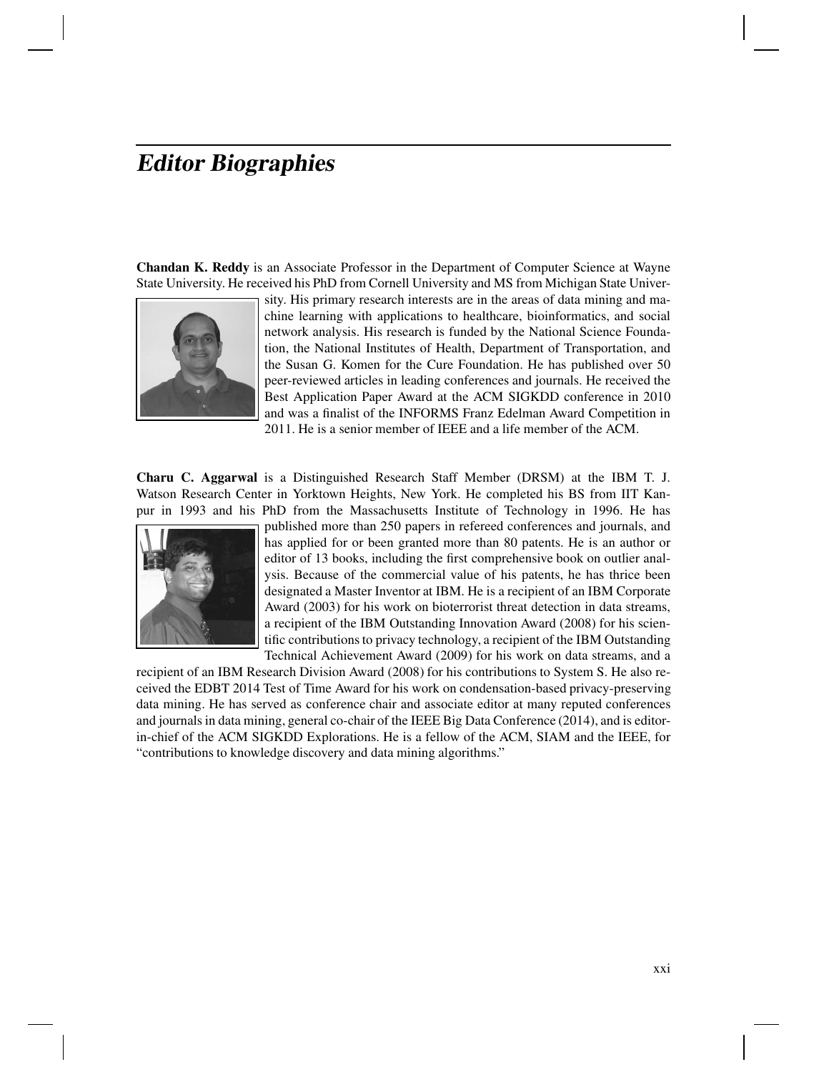# *Editor Biographies*

**Chandan K. Reddy** is an Associate Professor in the Department of Computer Science at Wayne State University. He received his PhD from Cornell University and MS from Michigan State University. His primary research interests are in the areas of data mining and machine learning with applications to healthcare, bioinformatics, and social network analysis. His research is funded by the National Science Foundation, the National Institutes of Health, Department of Transportation, and the Susan G. Komen for the Cure Foundation. He has published over 50 peer-reviewed articles in leading conferences and journals. He received the Best Application Paper Award at the ACM SIGKDD conference in 2010 and was a finalist of the INFORMS Franz Edelman Award Competition in 2011. He is a senior member of IEEE and a life member of the ACM.

**Charu C. Aggarwal** is a Distinguished Research Staff Member (DRSM) at the IBM T. J. Watson Research Center in Yorktown Heights, New York. He completed his BS from IIT Kanpur in 1993 and his PhD from the Massachusetts Institute of Technology in 1996. He has published more than 250 papers in refereed conferences and journals, and has applied for or been granted more than 80 patents. He is an author or editor of 13 books, including the first comprehensive book on outlier analysis. Because of the commercial value of his patents, he has thrice been designated a Master Inventor at IBM. He is a recipient of an IBM Corporate Award (2003) for his work on bioterrorist threat detection in data streams, a recipient of the IBM Outstanding Innovation Award (2008) for his scientific contributions to privacy technology, a recipient of the IBM Outstanding Technical Achievement Award (2009) for his work on data streams, and a recipient of an IBM Research Division Award (2008) for his contributions to System S. He also received the EDBT 2014 Test of Time Award for his work on condensation-based privacy-preserving data mining. He has served as conference chair and associate editor at many reputed conferences and journals in data mining, general co-chair of the IEEE Big Data Conference (2014), and is editor-in-chief of the ACM SIGKDD Explorations. He is a fellow of the ACM, SIAM and the IEEE, for "contributions to knowledge discovery and data mining algorithms."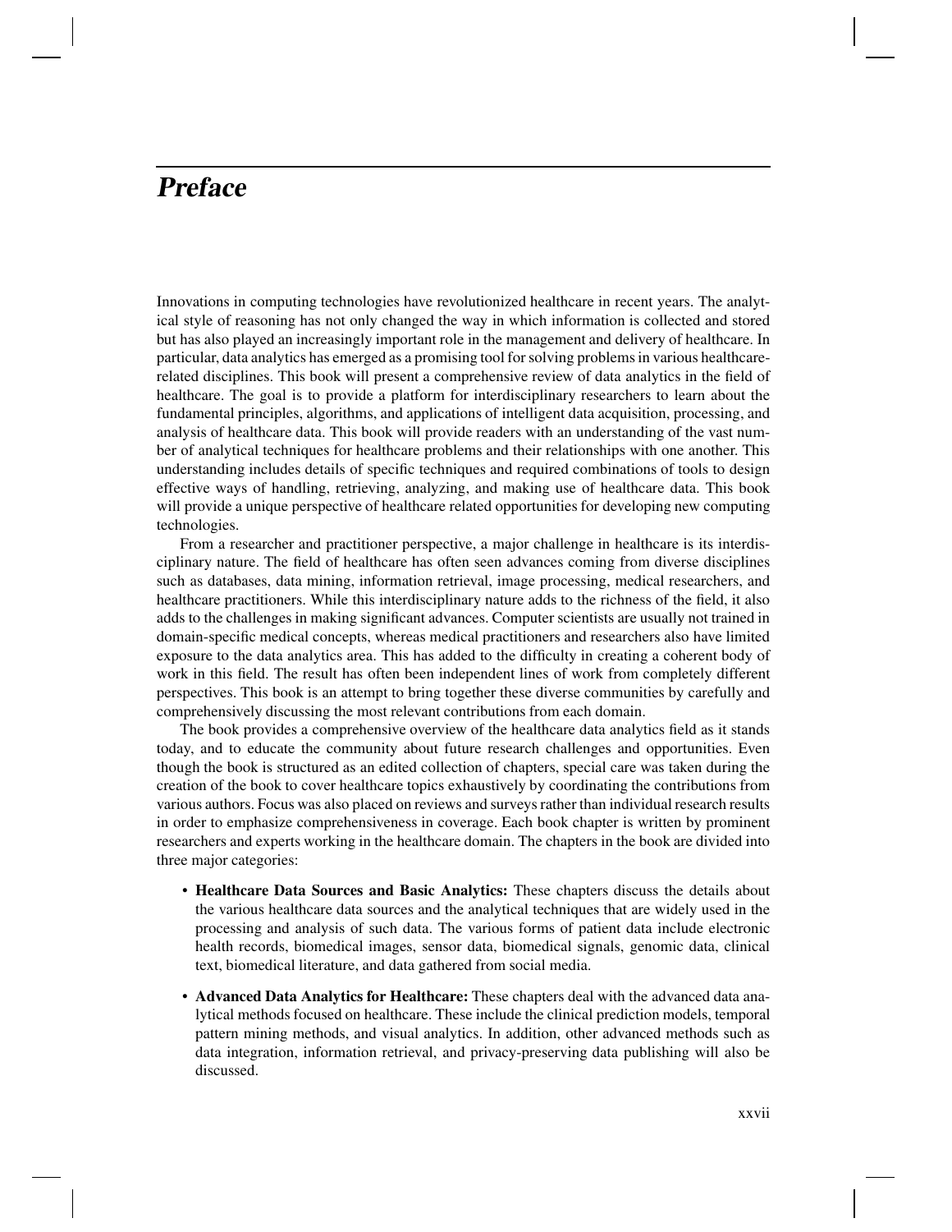# Preface

Innovations in computing technologies have revolutionized healthcare in recent years. The analytical style of reasoning has not only changed the way in which information is collected and stored but has also played an increasingly important role in the management and delivery of healthcare. In particular, data analytics has emerged as a promising tool for solving problems in various healthcare-related disciplines. This book will present a comprehensive review of data analytics in the field of healthcare. The goal is to provide a platform for interdisciplinary researchers to learn about the fundamental principles, algorithms, and applications of intelligent data acquisition, processing, and analysis of healthcare data. This book will provide readers with an understanding of the vast number of analytical techniques for healthcare problems and their relationships with one another. This understanding includes details of specific techniques and required combinations of tools to design effective ways of handling, retrieving, analyzing, and making use of healthcare data. This book will provide a unique perspective of healthcare related opportunities for developing new computing technologies.

From a researcher and practitioner perspective, a major challenge in healthcare is its interdisciplinary nature. The field of healthcare has often seen advances coming from diverse disciplines such as databases, data mining, information retrieval, image processing, medical researchers, and healthcare practitioners. While this interdisciplinary nature adds to the richness of the field, it also adds to the challenges in making significant advances. Computer scientists are usually not trained in domain-specific medical concepts, whereas medical practitioners and researchers also have limited exposure to the data analytics area. This has added to the difficulty in creating a coherent body of work in this field. The result has often been independent lines of work from completely different perspectives. This book is an attempt to bring together these diverse communities by carefully and comprehensively discussing the most relevant contributions from each domain.

The book provides a comprehensive overview of the healthcare data analytics field as it stands today, and to educate the community about future research challenges and opportunities. Even though the book is structured as an edited collection of chapters, special care was taken during the creation of the book to cover healthcare topics exhaustively by coordinating the contributions from various authors. Focus was also placed on reviews and surveys rather than individual research results in order to emphasize comprehensiveness in coverage. Each book chapter is written by prominent researchers and experts working in the healthcare domain. The chapters in the book are divided into three major categories:

- **Healthcare Data Sources and Basic Analytics:** These chapters discuss the details about the various healthcare data sources and the analytical techniques that are widely used in the processing and analysis of such data. The various forms of patient data include electronic health records, biomedical images, sensor data, biomedical signals, genomic data, clinical text, biomedical literature, and data gathered from social media.

- **Advanced Data Analytics for Healthcare:** These chapters deal with the advanced data analytical methods focused on healthcare. These include the clinical prediction models, temporal pattern mining methods, and visual analytics. In addition, other advanced methods such as data integration, information retrieval, and privacy-preserving data publishing will also be discussed.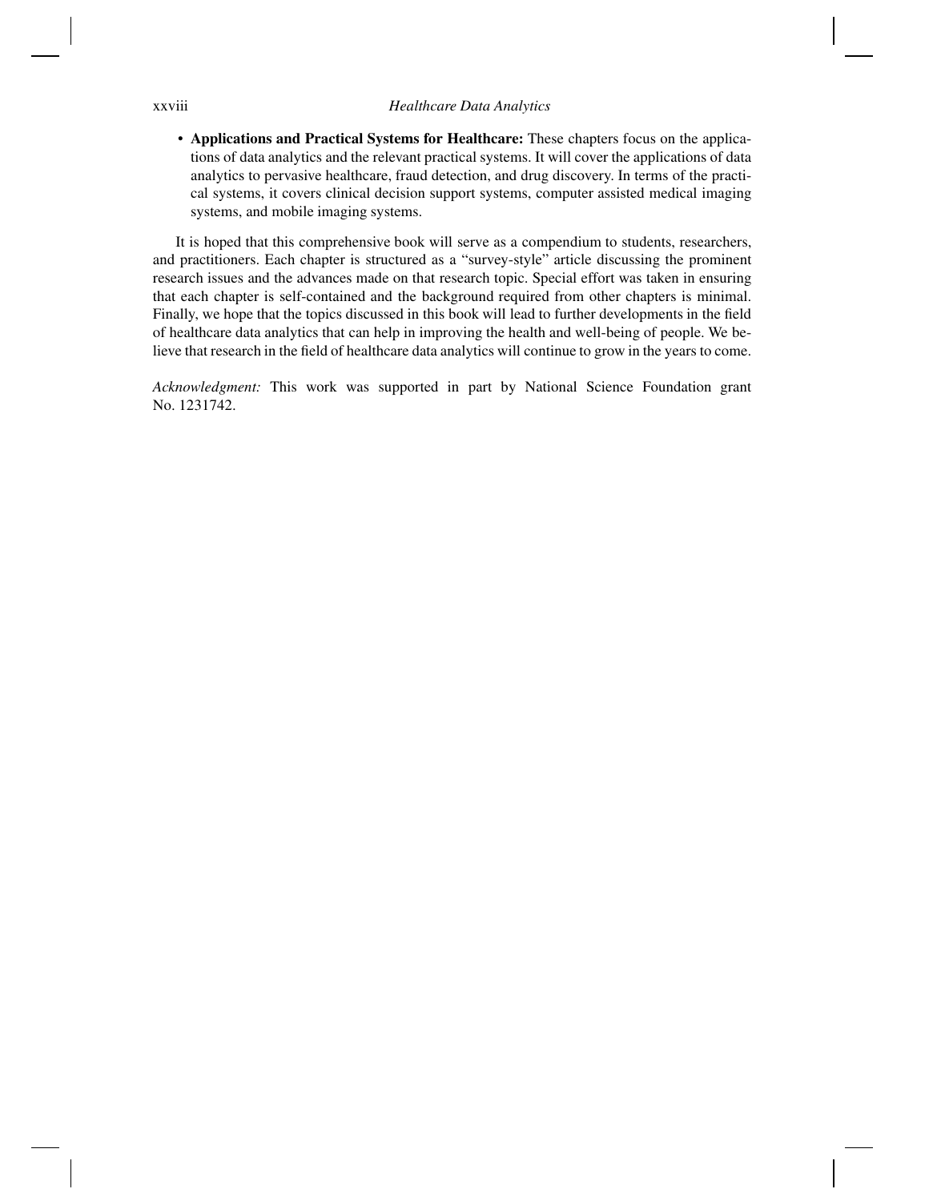- **Applications and Practical Systems for Healthcare:** These chapters focus on the applications of data analytics and the relevant practical systems. It will cover the applications of data analytics to pervasive healthcare, fraud detection, and drug discovery. In terms of the practical systems, it covers clinical decision support systems, computer assisted medical imaging systems, and mobile imaging systems.

It is hoped that this comprehensive book will serve as a compendium to students, researchers, and practitioners. Each chapter is structured as a "survey-style" article discussing the prominent research issues and the advances made on that research topic. Special effort was taken in ensuring that each chapter is self-contained and the background required from other chapters is minimal. Finally, we hope that the topics discussed in this book will lead to further developments in the field of healthcare data analytics that can help in improving the health and well-being of people. We believe that research in the field of healthcare data analytics will continue to grow in the years to come.

*Acknowledgment:* This work was supported in part by National Science Foundation grant No. 1231742.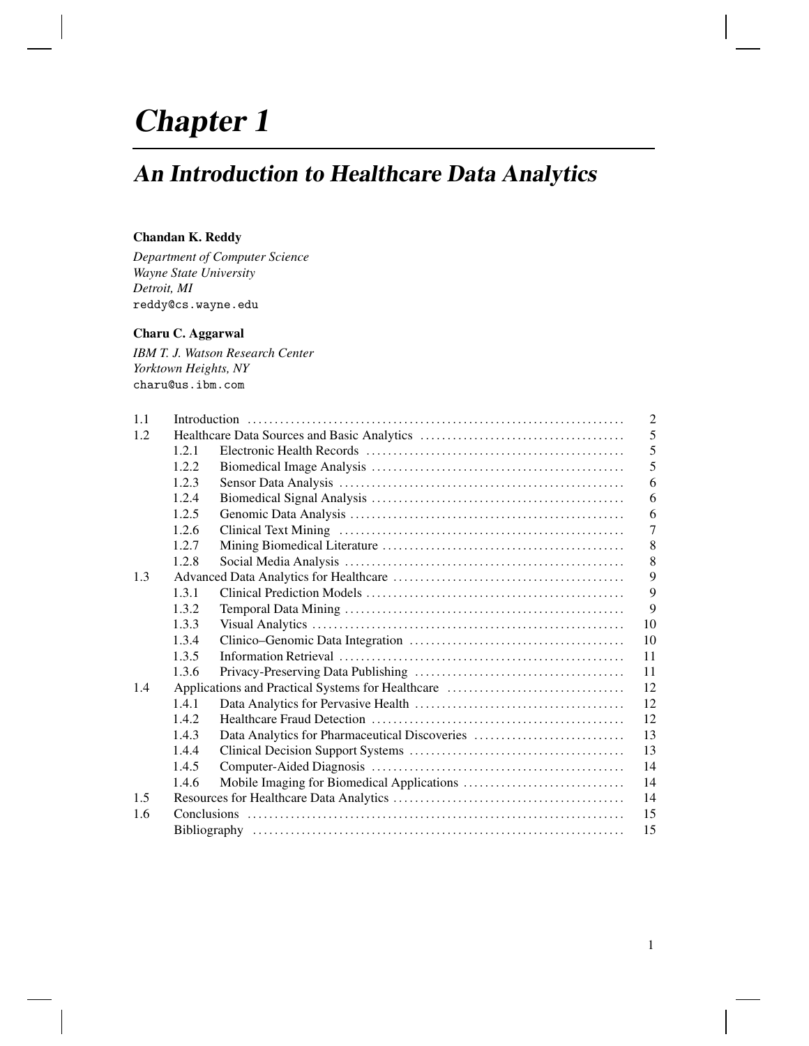# Chapter 1

## An Introduction to Healthcare Data Analytics

**Chandan K. Reddy**

*Department of Computer Science*
*Wayne State University*
*Detroit, MI*
reddy@cs.wayne.edu

**Charu C. Aggarwal**

*IBM T. J. Watson Research Center*
*Yorktown Heights, NY*
charu@us.ibm.com

| | | | |
|---|---|---|---|
| 1.1 | Introduction | | 2 |
| 1.2 | Healthcare Data Sources and Basic Analytics | | 5 |
| | 1.2.1 | Electronic Health Records | 5 |
| | 1.2.2 | Biomedical Image Analysis | 5 |
| | 1.2.3 | Sensor Data Analysis | 6 |
| | 1.2.4 | Biomedical Signal Analysis | 6 |
| | 1.2.5 | Genomic Data Analysis | 6 |
| | 1.2.6 | Clinical Text Mining | 7 |
| | 1.2.7 | Mining Biomedical Literature | 8 |
| | 1.2.8 | Social Media Analysis | 8 |
| 1.3 | Advanced Data Analytics for Healthcare | | 9 |
| | 1.3.1 | Clinical Prediction Models | 9 |
| | 1.3.2 | Temporal Data Mining | 9 |
| | 1.3.3 | Visual Analytics | 10 |
| | 1.3.4 | Clinico–Genomic Data Integration | 10 |
| | 1.3.5 | Information Retrieval | 11 |
| | 1.3.6 | Privacy-Preserving Data Publishing | 11 |
| 1.4 | Applications and Practical Systems for Healthcare | | 12 |
| | 1.4.1 | Data Analytics for Pervasive Health | 12 |
| | 1.4.2 | Healthcare Fraud Detection | 12 |
| | 1.4.3 | Data Analytics for Pharmaceutical Discoveries | 13 |
| | 1.4.4 | Clinical Decision Support Systems | 13 |
| | 1.4.5 | Computer-Aided Diagnosis | 14 |
| | 1.4.6 | Mobile Imaging for Biomedical Applications | 14 |
| 1.5 | Resources for Healthcare Data Analytics | | 14 |
| 1.6 | Conclusions | | 15 |
| | Bibliography | | 15 |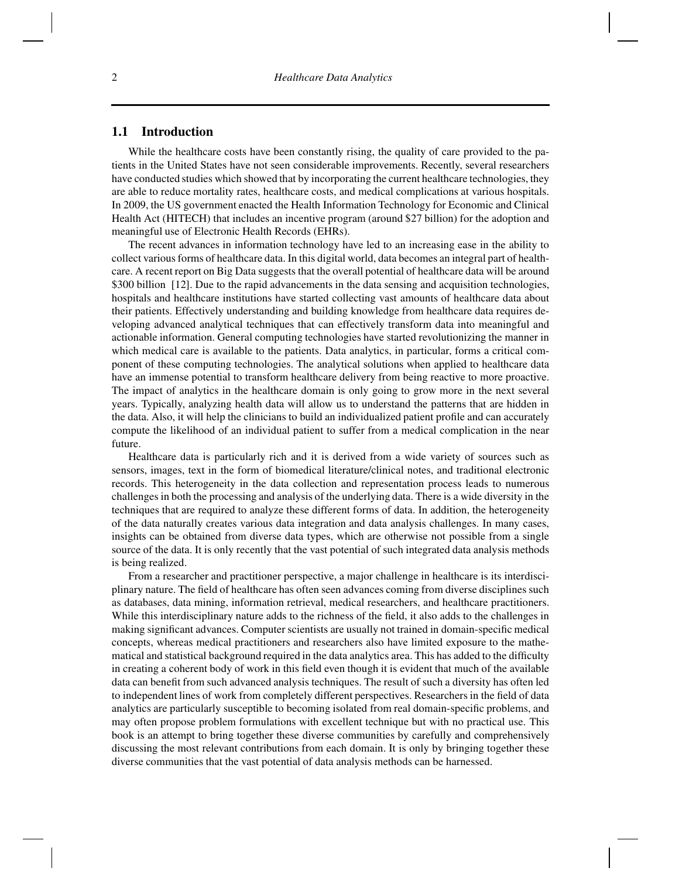## 1.1 Introduction

While the healthcare costs have been constantly rising, the quality of care provided to the patients in the United States have not seen considerable improvements. Recently, several researchers have conducted studies which showed that by incorporating the current healthcare technologies, they are able to reduce mortality rates, healthcare costs, and medical complications at various hospitals. In 2009, the US government enacted the Health Information Technology for Economic and Clinical Health Act (HITECH) that includes an incentive program (around $27 billion) for the adoption and meaningful use of Electronic Health Records (EHRs).

The recent advances in information technology have led to an increasing ease in the ability to collect various forms of healthcare data. In this digital world, data becomes an integral part of healthcare. A recent report on Big Data suggests that the overall potential of healthcare data will be around $300 billion [12]. Due to the rapid advancements in the data sensing and acquisition technologies, hospitals and healthcare institutions have started collecting vast amounts of healthcare data about their patients. Effectively understanding and building knowledge from healthcare data requires developing advanced analytical techniques that can effectively transform data into meaningful and actionable information. General computing technologies have started revolutionizing the manner in which medical care is available to the patients. Data analytics, in particular, forms a critical component of these computing technologies. The analytical solutions when applied to healthcare data have an immense potential to transform healthcare delivery from being reactive to more proactive. The impact of analytics in the healthcare domain is only going to grow more in the next several years. Typically, analyzing health data will allow us to understand the patterns that are hidden in the data. Also, it will help the clinicians to build an individualized patient profile and can accurately compute the likelihood of an individual patient to suffer from a medical complication in the near future.

Healthcare data is particularly rich and it is derived from a wide variety of sources such as sensors, images, text in the form of biomedical literature/clinical notes, and traditional electronic records. This heterogeneity in the data collection and representation process leads to numerous challenges in both the processing and analysis of the underlying data. There is a wide diversity in the techniques that are required to analyze these different forms of data. In addition, the heterogeneity of the data naturally creates various data integration and data analysis challenges. In many cases, insights can be obtained from diverse data types, which are otherwise not possible from a single source of the data. It is only recently that the vast potential of such integrated data analysis methods is being realized.

From a researcher and practitioner perspective, a major challenge in healthcare is its interdisciplinary nature. The field of healthcare has often seen advances coming from diverse disciplines such as databases, data mining, information retrieval, medical researchers, and healthcare practitioners. While this interdisciplinary nature adds to the richness of the field, it also adds to the challenges in making significant advances. Computer scientists are usually not trained in domain-specific medical concepts, whereas medical practitioners and researchers also have limited exposure to the mathematical and statistical background required in the data analytics area. This has added to the difficulty in creating a coherent body of work in this field even though it is evident that much of the available data can benefit from such advanced analysis techniques. The result of such a diversity has often led to independent lines of work from completely different perspectives. Researchers in the field of data analytics are particularly susceptible to becoming isolated from real domain-specific problems, and may often propose problem formulations with excellent technique but with no practical use. This book is an attempt to bring together these diverse communities by carefully and comprehensively discussing the most relevant contributions from each domain. It is only by bringing together these diverse communities that the vast potential of data analysis methods can be harnessed.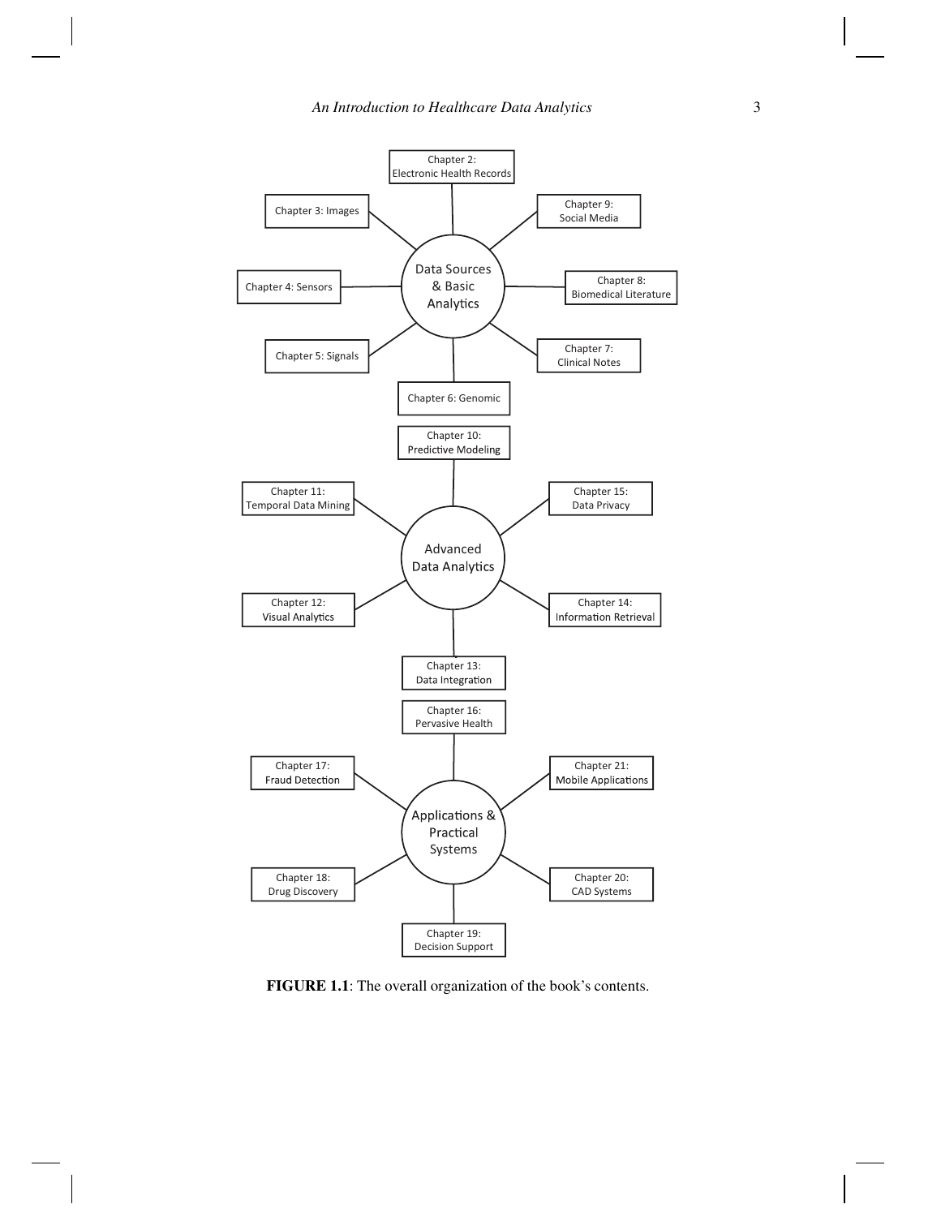- **Data Sources & Basic Analytics**
  - Chapter 2: Electronic Health Records
  - Chapter 3: Images
  - Chapter 4: Sensors
  - Chapter 5: Signals
  - Chapter 6: Genomic
  - Chapter 7: Clinical Notes
  - Chapter 8: Biomedical Literature
  - Chapter 9: Social Media
- **Advanced Data Analytics**
  - Chapter 10: Predictive Modeling
  - Chapter 11: Temporal Data Mining
  - Chapter 12: Visual Analytics
  - Chapter 13: Data Integration
  - Chapter 14: Information Retrieval
  - Chapter 15: Data Privacy
- **Applications & Practical Systems**
  - Chapter 16: Pervasive Health
  - Chapter 17: Fraud Detection
  - Chapter 18: Drug Discovery
  - Chapter 19: Decision Support
  - Chapter 20: CAD Systems
  - Chapter 21: Mobile Applications

**FIGURE 1.1**: The overall organization of the book's contents.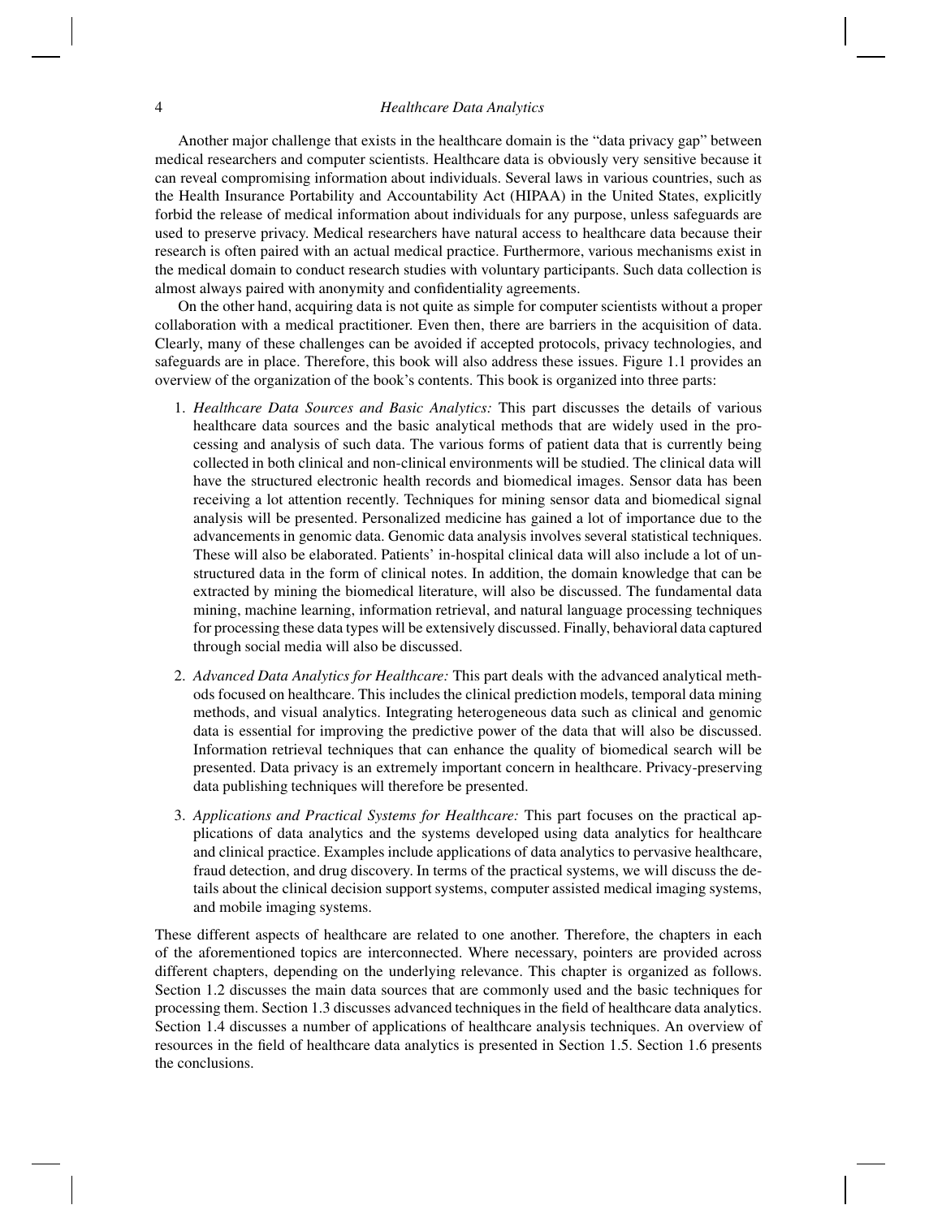Another major challenge that exists in the healthcare domain is the "data privacy gap" between medical researchers and computer scientists. Healthcare data is obviously very sensitive because it can reveal compromising information about individuals. Several laws in various countries, such as the Health Insurance Portability and Accountability Act (HIPAA) in the United States, explicitly forbid the release of medical information about individuals for any purpose, unless safeguards are used to preserve privacy. Medical researchers have natural access to healthcare data because their research is often paired with an actual medical practice. Furthermore, various mechanisms exist in the medical domain to conduct research studies with voluntary participants. Such data collection is almost always paired with anonymity and confidentiality agreements.

On the other hand, acquiring data is not quite as simple for computer scientists without a proper collaboration with a medical practitioner. Even then, there are barriers in the acquisition of data. Clearly, many of these challenges can be avoided if accepted protocols, privacy technologies, and safeguards are in place. Therefore, this book will also address these issues. Figure 1.1 provides an overview of the organization of the book's contents. This book is organized into three parts:

1. *Healthcare Data Sources and Basic Analytics:* This part discusses the details of various healthcare data sources and the basic analytical methods that are widely used in the processing and analysis of such data. The various forms of patient data that is currently being collected in both clinical and non-clinical environments will be studied. The clinical data will have the structured electronic health records and biomedical images. Sensor data has been receiving a lot attention recently. Techniques for mining sensor data and biomedical signal analysis will be presented. Personalized medicine has gained a lot of importance due to the advancements in genomic data. Genomic data analysis involves several statistical techniques. These will also be elaborated. Patients' in-hospital clinical data will also include a lot of unstructured data in the form of clinical notes. In addition, the domain knowledge that can be extracted by mining the biomedical literature, will also be discussed. The fundamental data mining, machine learning, information retrieval, and natural language processing techniques for processing these data types will be extensively discussed. Finally, behavioral data captured through social media will also be discussed.

2. *Advanced Data Analytics for Healthcare:* This part deals with the advanced analytical methods focused on healthcare. This includes the clinical prediction models, temporal data mining methods, and visual analytics. Integrating heterogeneous data such as clinical and genomic data is essential for improving the predictive power of the data that will also be discussed. Information retrieval techniques that can enhance the quality of biomedical search will be presented. Data privacy is an extremely important concern in healthcare. Privacy-preserving data publishing techniques will therefore be presented.

3. *Applications and Practical Systems for Healthcare:* This part focuses on the practical applications of data analytics and the systems developed using data analytics for healthcare and clinical practice. Examples include applications of data analytics to pervasive healthcare, fraud detection, and drug discovery. In terms of the practical systems, we will discuss the details about the clinical decision support systems, computer assisted medical imaging systems, and mobile imaging systems.

These different aspects of healthcare are related to one another. Therefore, the chapters in each of the aforementioned topics are interconnected. Where necessary, pointers are provided across different chapters, depending on the underlying relevance. This chapter is organized as follows. Section 1.2 discusses the main data sources that are commonly used and the basic techniques for processing them. Section 1.3 discusses advanced techniques in the field of healthcare data analytics. Section 1.4 discusses a number of applications of healthcare analysis techniques. An overview of resources in the field of healthcare data analytics is presented in Section 1.5. Section 1.6 presents the conclusions.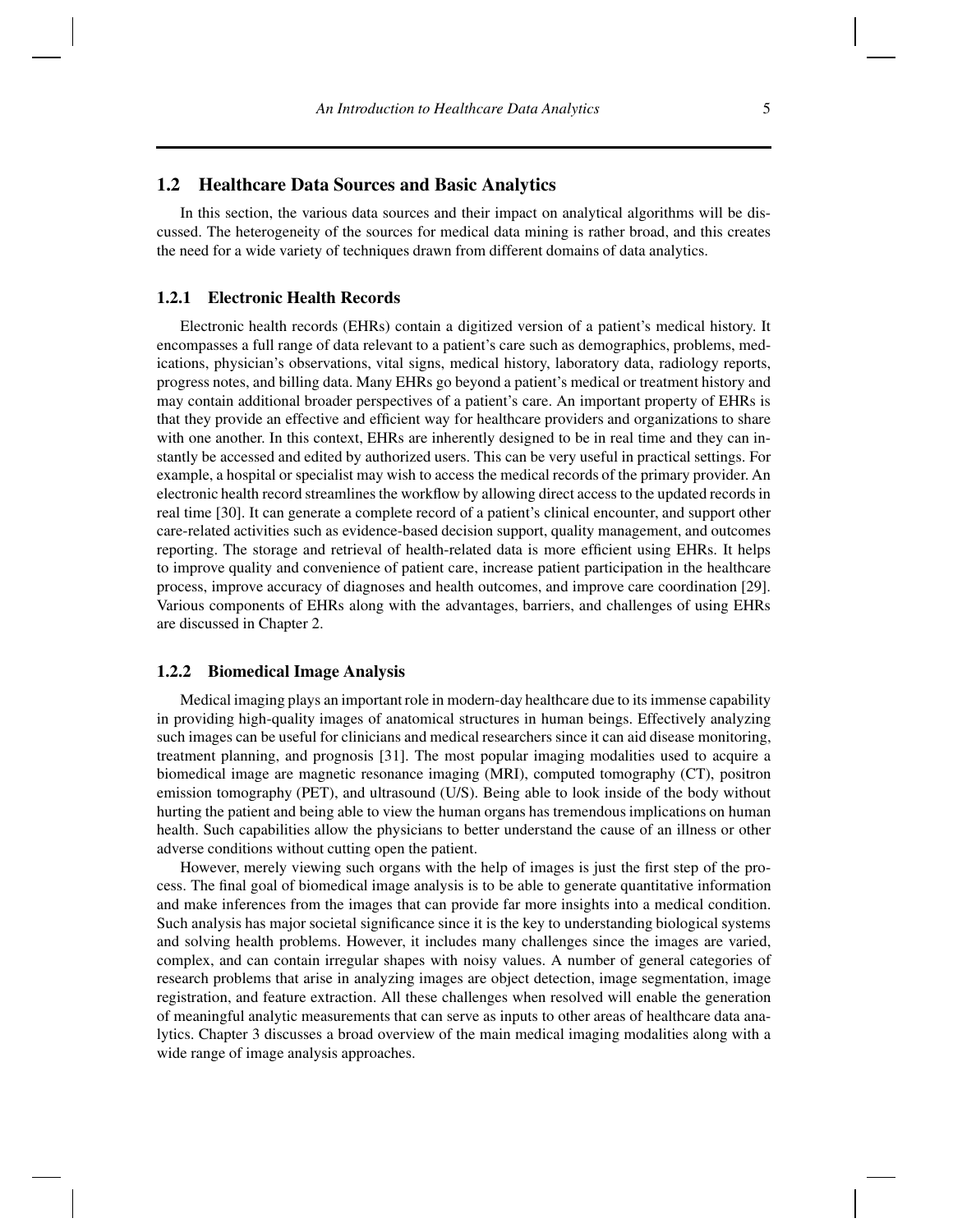## 1.2 Healthcare Data Sources and Basic Analytics

In this section, the various data sources and their impact on analytical algorithms will be discussed. The heterogeneity of the sources for medical data mining is rather broad, and this creates the need for a wide variety of techniques drawn from different domains of data analytics.

### 1.2.1 Electronic Health Records

Electronic health records (EHRs) contain a digitized version of a patient's medical history. It encompasses a full range of data relevant to a patient's care such as demographics, problems, medications, physician's observations, vital signs, medical history, laboratory data, radiology reports, progress notes, and billing data. Many EHRs go beyond a patient's medical or treatment history and may contain additional broader perspectives of a patient's care. An important property of EHRs is that they provide an effective and efficient way for healthcare providers and organizations to share with one another. In this context, EHRs are inherently designed to be in real time and they can instantly be accessed and edited by authorized users. This can be very useful in practical settings. For example, a hospital or specialist may wish to access the medical records of the primary provider. An electronic health record streamlines the workflow by allowing direct access to the updated records in real time [30]. It can generate a complete record of a patient's clinical encounter, and support other care-related activities such as evidence-based decision support, quality management, and outcomes reporting. The storage and retrieval of health-related data is more efficient using EHRs. It helps to improve quality and convenience of patient care, increase patient participation in the healthcare process, improve accuracy of diagnoses and health outcomes, and improve care coordination [29]. Various components of EHRs along with the advantages, barriers, and challenges of using EHRs are discussed in Chapter 2.

### 1.2.2 Biomedical Image Analysis

Medical imaging plays an important role in modern-day healthcare due to its immense capability in providing high-quality images of anatomical structures in human beings. Effectively analyzing such images can be useful for clinicians and medical researchers since it can aid disease monitoring, treatment planning, and prognosis [31]. The most popular imaging modalities used to acquire a biomedical image are magnetic resonance imaging (MRI), computed tomography (CT), positron emission tomography (PET), and ultrasound (U/S). Being able to look inside of the body without hurting the patient and being able to view the human organs has tremendous implications on human health. Such capabilities allow the physicians to better understand the cause of an illness or other adverse conditions without cutting open the patient.

However, merely viewing such organs with the help of images is just the first step of the process. The final goal of biomedical image analysis is to be able to generate quantitative information and make inferences from the images that can provide far more insights into a medical condition. Such analysis has major societal significance since it is the key to understanding biological systems and solving health problems. However, it includes many challenges since the images are varied, complex, and can contain irregular shapes with noisy values. A number of general categories of research problems that arise in analyzing images are object detection, image segmentation, image registration, and feature extraction. All these challenges when resolved will enable the generation of meaningful analytic measurements that can serve as inputs to other areas of healthcare data analytics. Chapter 3 discusses a broad overview of the main medical imaging modalities along with a wide range of image analysis approaches.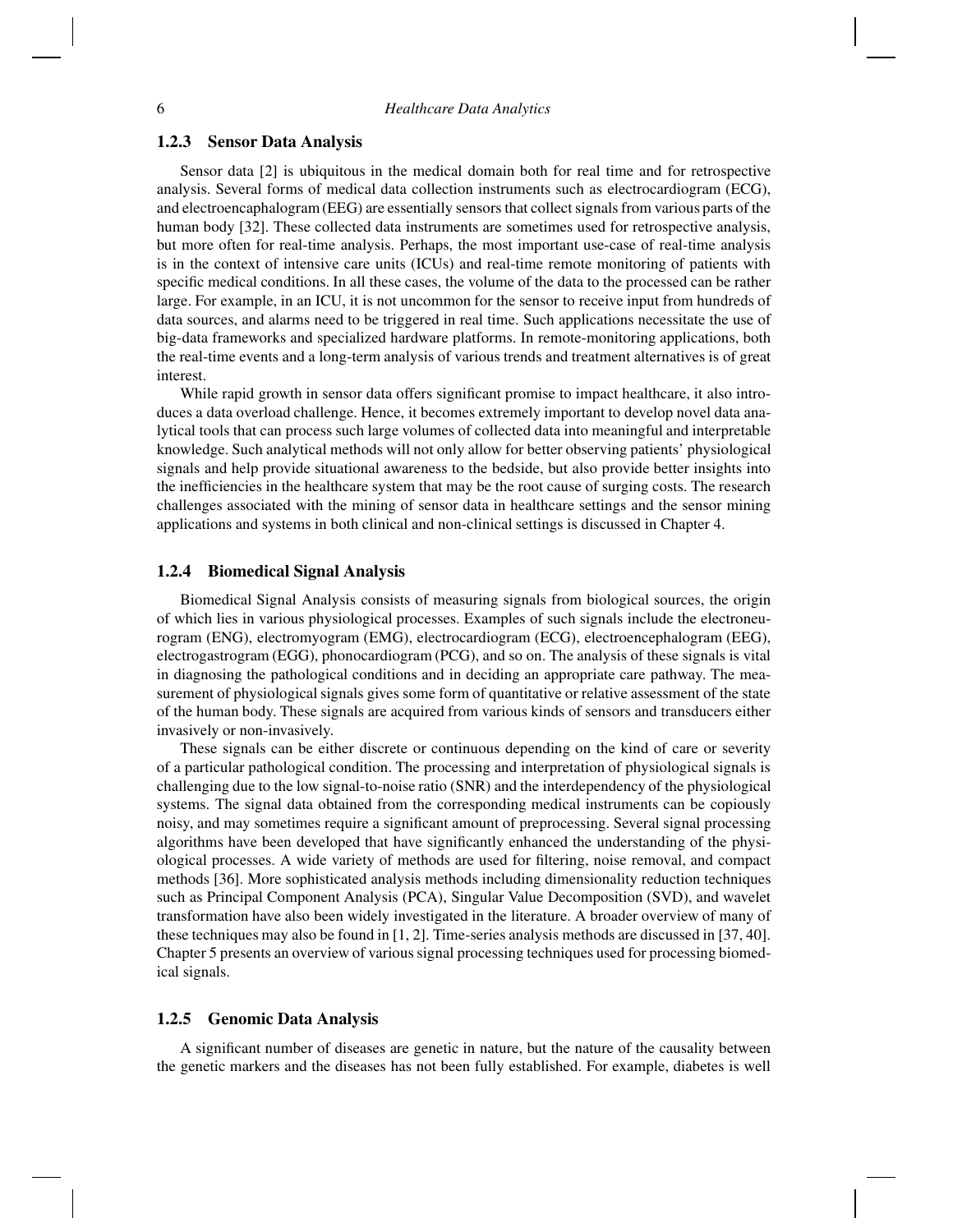### 1.2.3 Sensor Data Analysis

Sensor data [2] is ubiquitous in the medical domain both for real time and for retrospective analysis. Several forms of medical data collection instruments such as electrocardiogram (ECG), and electroencaphalogram (EEG) are essentially sensors that collect signals from various parts of the human body [32]. These collected data instruments are sometimes used for retrospective analysis, but more often for real-time analysis. Perhaps, the most important use-case of real-time analysis is in the context of intensive care units (ICUs) and real-time remote monitoring of patients with specific medical conditions. In all these cases, the volume of the data to the processed can be rather large. For example, in an ICU, it is not uncommon for the sensor to receive input from hundreds of data sources, and alarms need to be triggered in real time. Such applications necessitate the use of big-data frameworks and specialized hardware platforms. In remote-monitoring applications, both the real-time events and a long-term analysis of various trends and treatment alternatives is of great interest.

While rapid growth in sensor data offers significant promise to impact healthcare, it also introduces a data overload challenge. Hence, it becomes extremely important to develop novel data analytical tools that can process such large volumes of collected data into meaningful and interpretable knowledge. Such analytical methods will not only allow for better observing patients' physiological signals and help provide situational awareness to the bedside, but also provide better insights into the inefficiencies in the healthcare system that may be the root cause of surging costs. The research challenges associated with the mining of sensor data in healthcare settings and the sensor mining applications and systems in both clinical and non-clinical settings is discussed in Chapter 4.

### 1.2.4 Biomedical Signal Analysis

Biomedical Signal Analysis consists of measuring signals from biological sources, the origin of which lies in various physiological processes. Examples of such signals include the electroneurogram (ENG), electromyogram (EMG), electrocardiogram (ECG), electroencephalogram (EEG), electrogastrogram (EGG), phonocardiogram (PCG), and so on. The analysis of these signals is vital in diagnosing the pathological conditions and in deciding an appropriate care pathway. The measurement of physiological signals gives some form of quantitative or relative assessment of the state of the human body. These signals are acquired from various kinds of sensors and transducers either invasively or non-invasively.

These signals can be either discrete or continuous depending on the kind of care or severity of a particular pathological condition. The processing and interpretation of physiological signals is challenging due to the low signal-to-noise ratio (SNR) and the interdependency of the physiological systems. The signal data obtained from the corresponding medical instruments can be copiously noisy, and may sometimes require a significant amount of preprocessing. Several signal processing algorithms have been developed that have significantly enhanced the understanding of the physiological processes. A wide variety of methods are used for filtering, noise removal, and compact methods [36]. More sophisticated analysis methods including dimensionality reduction techniques such as Principal Component Analysis (PCA), Singular Value Decomposition (SVD), and wavelet transformation have also been widely investigated in the literature. A broader overview of many of these techniques may also be found in [1, 2]. Time-series analysis methods are discussed in [37, 40]. Chapter 5 presents an overview of various signal processing techniques used for processing biomedical signals.

### 1.2.5 Genomic Data Analysis

A significant number of diseases are genetic in nature, but the nature of the causality between the genetic markers and the diseases has not been fully established. For example, diabetes is well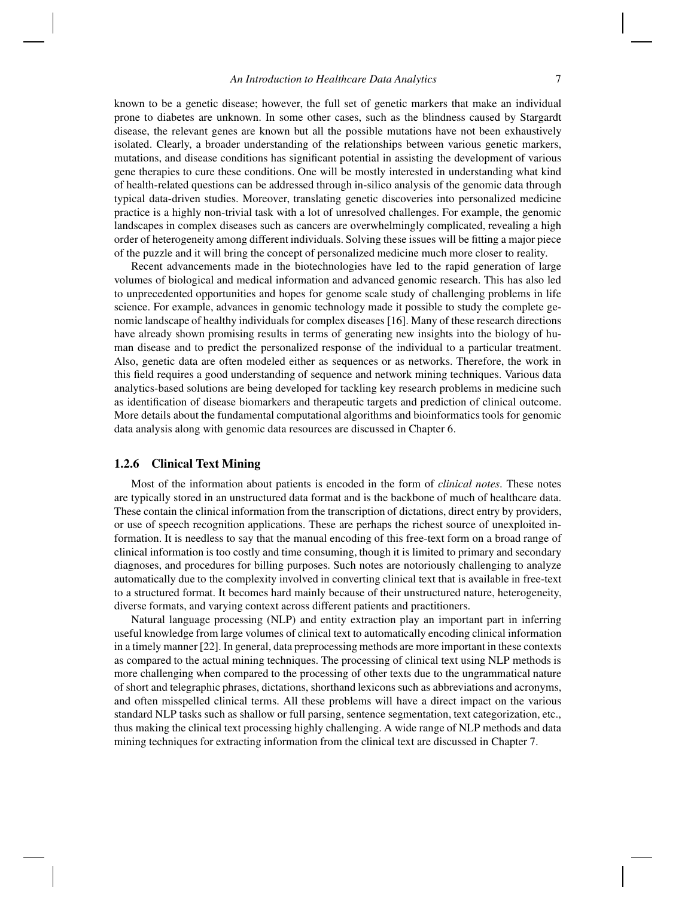known to be a genetic disease; however, the full set of genetic markers that make an individual prone to diabetes are unknown. In some other cases, such as the blindness caused by Stargardt disease, the relevant genes are known but all the possible mutations have not been exhaustively isolated. Clearly, a broader understanding of the relationships between various genetic markers, mutations, and disease conditions has significant potential in assisting the development of various gene therapies to cure these conditions. One will be mostly interested in understanding what kind of health-related questions can be addressed through in-silico analysis of the genomic data through typical data-driven studies. Moreover, translating genetic discoveries into personalized medicine practice is a highly non-trivial task with a lot of unresolved challenges. For example, the genomic landscapes in complex diseases such as cancers are overwhelmingly complicated, revealing a high order of heterogeneity among different individuals. Solving these issues will be fitting a major piece of the puzzle and it will bring the concept of personalized medicine much more closer to reality.

Recent advancements made in the biotechnologies have led to the rapid generation of large volumes of biological and medical information and advanced genomic research. This has also led to unprecedented opportunities and hopes for genome scale study of challenging problems in life science. For example, advances in genomic technology made it possible to study the complete genomic landscape of healthy individuals for complex diseases [16]. Many of these research directions have already shown promising results in terms of generating new insights into the biology of human disease and to predict the personalized response of the individual to a particular treatment. Also, genetic data are often modeled either as sequences or as networks. Therefore, the work in this field requires a good understanding of sequence and network mining techniques. Various data analytics-based solutions are being developed for tackling key research problems in medicine such as identification of disease biomarkers and therapeutic targets and prediction of clinical outcome. More details about the fundamental computational algorithms and bioinformatics tools for genomic data analysis along with genomic data resources are discussed in Chapter 6.

### 1.2.6 Clinical Text Mining

Most of the information about patients is encoded in the form of *clinical notes*. These notes are typically stored in an unstructured data format and is the backbone of much of healthcare data. These contain the clinical information from the transcription of dictations, direct entry by providers, or use of speech recognition applications. These are perhaps the richest source of unexploited information. It is needless to say that the manual encoding of this free-text form on a broad range of clinical information is too costly and time consuming, though it is limited to primary and secondary diagnoses, and procedures for billing purposes. Such notes are notoriously challenging to analyze automatically due to the complexity involved in converting clinical text that is available in free-text to a structured format. It becomes hard mainly because of their unstructured nature, heterogeneity, diverse formats, and varying context across different patients and practitioners.

Natural language processing (NLP) and entity extraction play an important part in inferring useful knowledge from large volumes of clinical text to automatically encoding clinical information in a timely manner [22]. In general, data preprocessing methods are more important in these contexts as compared to the actual mining techniques. The processing of clinical text using NLP methods is more challenging when compared to the processing of other texts due to the ungrammatical nature of short and telegraphic phrases, dictations, shorthand lexicons such as abbreviations and acronyms, and often misspelled clinical terms. All these problems will have a direct impact on the various standard NLP tasks such as shallow or full parsing, sentence segmentation, text categorization, etc., thus making the clinical text processing highly challenging. A wide range of NLP methods and data mining techniques for extracting information from the clinical text are discussed in Chapter 7.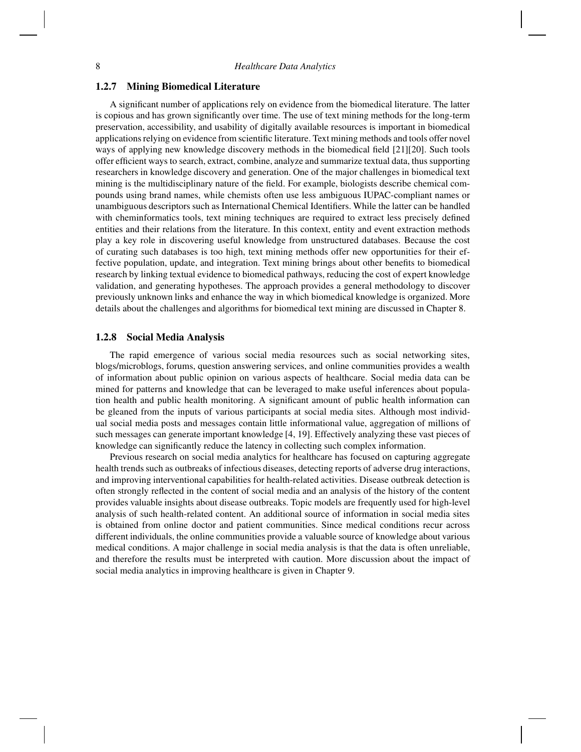### 1.2.7 Mining Biomedical Literature

A significant number of applications rely on evidence from the biomedical literature. The latter is copious and has grown significantly over time. The use of text mining methods for the long-term preservation, accessibility, and usability of digitally available resources is important in biomedical applications relying on evidence from scientific literature. Text mining methods and tools offer novel ways of applying new knowledge discovery methods in the biomedical field [21][20]. Such tools offer efficient ways to search, extract, combine, analyze and summarize textual data, thus supporting researchers in knowledge discovery and generation. One of the major challenges in biomedical text mining is the multidisciplinary nature of the field. For example, biologists describe chemical compounds using brand names, while chemists often use less ambiguous IUPAC-compliant names or unambiguous descriptors such as International Chemical Identifiers. While the latter can be handled with cheminformatics tools, text mining techniques are required to extract less precisely defined entities and their relations from the literature. In this context, entity and event extraction methods play a key role in discovering useful knowledge from unstructured databases. Because the cost of curating such databases is too high, text mining methods offer new opportunities for their effective population, update, and integration. Text mining brings about other benefits to biomedical research by linking textual evidence to biomedical pathways, reducing the cost of expert knowledge validation, and generating hypotheses. The approach provides a general methodology to discover previously unknown links and enhance the way in which biomedical knowledge is organized. More details about the challenges and algorithms for biomedical text mining are discussed in Chapter 8.

### 1.2.8 Social Media Analysis

The rapid emergence of various social media resources such as social networking sites, blogs/microblogs, forums, question answering services, and online communities provides a wealth of information about public opinion on various aspects of healthcare. Social media data can be mined for patterns and knowledge that can be leveraged to make useful inferences about population health and public health monitoring. A significant amount of public health information can be gleaned from the inputs of various participants at social media sites. Although most individual social media posts and messages contain little informational value, aggregation of millions of such messages can generate important knowledge [4, 19]. Effectively analyzing these vast pieces of knowledge can significantly reduce the latency in collecting such complex information.

Previous research on social media analytics for healthcare has focused on capturing aggregate health trends such as outbreaks of infectious diseases, detecting reports of adverse drug interactions, and improving interventional capabilities for health-related activities. Disease outbreak detection is often strongly reflected in the content of social media and an analysis of the history of the content provides valuable insights about disease outbreaks. Topic models are frequently used for high-level analysis of such health-related content. An additional source of information in social media sites is obtained from online doctor and patient communities. Since medical conditions recur across different individuals, the online communities provide a valuable source of knowledge about various medical conditions. A major challenge in social media analysis is that the data is often unreliable, and therefore the results must be interpreted with caution. More discussion about the impact of social media analytics in improving healthcare is given in Chapter 9.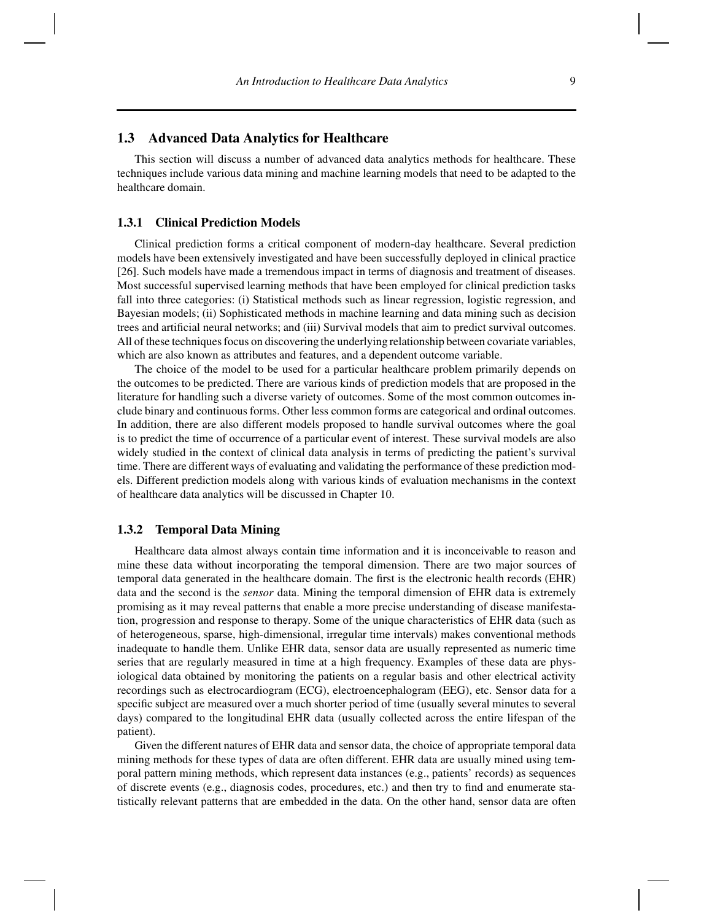## 1.3 Advanced Data Analytics for Healthcare

This section will discuss a number of advanced data analytics methods for healthcare. These techniques include various data mining and machine learning models that need to be adapted to the healthcare domain.

### 1.3.1 Clinical Prediction Models

Clinical prediction forms a critical component of modern-day healthcare. Several prediction models have been extensively investigated and have been successfully deployed in clinical practice [26]. Such models have made a tremendous impact in terms of diagnosis and treatment of diseases. Most successful supervised learning methods that have been employed for clinical prediction tasks fall into three categories: (i) Statistical methods such as linear regression, logistic regression, and Bayesian models; (ii) Sophisticated methods in machine learning and data mining such as decision trees and artificial neural networks; and (iii) Survival models that aim to predict survival outcomes. All of these techniques focus on discovering the underlying relationship between covariate variables, which are also known as attributes and features, and a dependent outcome variable.

The choice of the model to be used for a particular healthcare problem primarily depends on the outcomes to be predicted. There are various kinds of prediction models that are proposed in the literature for handling such a diverse variety of outcomes. Some of the most common outcomes include binary and continuous forms. Other less common forms are categorical and ordinal outcomes. In addition, there are also different models proposed to handle survival outcomes where the goal is to predict the time of occurrence of a particular event of interest. These survival models are also widely studied in the context of clinical data analysis in terms of predicting the patient's survival time. There are different ways of evaluating and validating the performance of these prediction models. Different prediction models along with various kinds of evaluation mechanisms in the context of healthcare data analytics will be discussed in Chapter 10.

### 1.3.2 Temporal Data Mining

Healthcare data almost always contain time information and it is inconceivable to reason and mine these data without incorporating the temporal dimension. There are two major sources of temporal data generated in the healthcare domain. The first is the electronic health records (EHR) data and the second is the *sensor* data. Mining the temporal dimension of EHR data is extremely promising as it may reveal patterns that enable a more precise understanding of disease manifestation, progression and response to therapy. Some of the unique characteristics of EHR data (such as of heterogeneous, sparse, high-dimensional, irregular time intervals) makes conventional methods inadequate to handle them. Unlike EHR data, sensor data are usually represented as numeric time series that are regularly measured in time at a high frequency. Examples of these data are physiological data obtained by monitoring the patients on a regular basis and other electrical activity recordings such as electrocardiogram (ECG), electroencephalogram (EEG), etc. Sensor data for a specific subject are measured over a much shorter period of time (usually several minutes to several days) compared to the longitudinal EHR data (usually collected across the entire lifespan of the patient).

Given the different natures of EHR data and sensor data, the choice of appropriate temporal data mining methods for these types of data are often different. EHR data are usually mined using temporal pattern mining methods, which represent data instances (e.g., patients' records) as sequences of discrete events (e.g., diagnosis codes, procedures, etc.) and then try to find and enumerate statistically relevant patterns that are embedded in the data. On the other hand, sensor data are often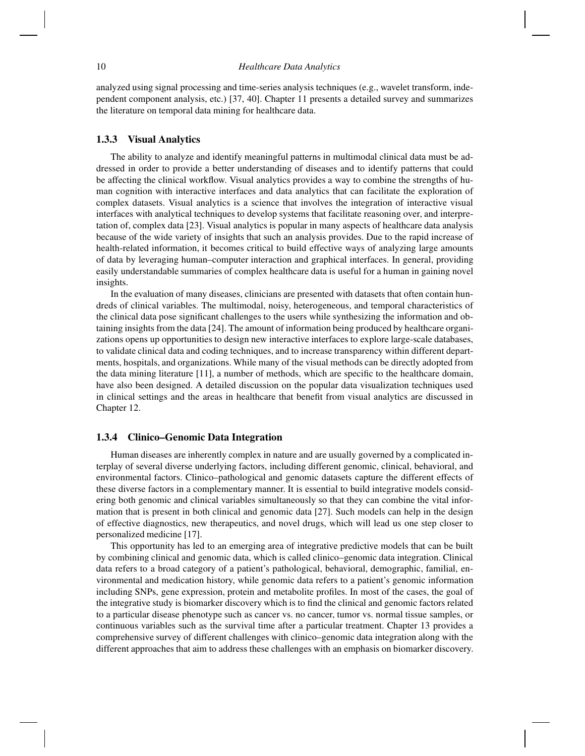analyzed using signal processing and time-series analysis techniques (e.g., wavelet transform, independent component analysis, etc.) [37, 40]. Chapter 11 presents a detailed survey and summarizes the literature on temporal data mining for healthcare data.

### 1.3.3 Visual Analytics

The ability to analyze and identify meaningful patterns in multimodal clinical data must be addressed in order to provide a better understanding of diseases and to identify patterns that could be affecting the clinical workflow. Visual analytics provides a way to combine the strengths of human cognition with interactive interfaces and data analytics that can facilitate the exploration of complex datasets. Visual analytics is a science that involves the integration of interactive visual interfaces with analytical techniques to develop systems that facilitate reasoning over, and interpretation of, complex data [23]. Visual analytics is popular in many aspects of healthcare data analysis because of the wide variety of insights that such an analysis provides. Due to the rapid increase of health-related information, it becomes critical to build effective ways of analyzing large amounts of data by leveraging human–computer interaction and graphical interfaces. In general, providing easily understandable summaries of complex healthcare data is useful for a human in gaining novel insights.

In the evaluation of many diseases, clinicians are presented with datasets that often contain hundreds of clinical variables. The multimodal, noisy, heterogeneous, and temporal characteristics of the clinical data pose significant challenges to the users while synthesizing the information and obtaining insights from the data [24]. The amount of information being produced by healthcare organizations opens up opportunities to design new interactive interfaces to explore large-scale databases, to validate clinical data and coding techniques, and to increase transparency within different departments, hospitals, and organizations. While many of the visual methods can be directly adopted from the data mining literature [11], a number of methods, which are specific to the healthcare domain, have also been designed. A detailed discussion on the popular data visualization techniques used in clinical settings and the areas in healthcare that benefit from visual analytics are discussed in Chapter 12.

### 1.3.4 Clinico–Genomic Data Integration

Human diseases are inherently complex in nature and are usually governed by a complicated interplay of several diverse underlying factors, including different genomic, clinical, behavioral, and environmental factors. Clinico–pathological and genomic datasets capture the different effects of these diverse factors in a complementary manner. It is essential to build integrative models considering both genomic and clinical variables simultaneously so that they can combine the vital information that is present in both clinical and genomic data [27]. Such models can help in the design of effective diagnostics, new therapeutics, and novel drugs, which will lead us one step closer to personalized medicine [17].

This opportunity has led to an emerging area of integrative predictive models that can be built by combining clinical and genomic data, which is called clinico–genomic data integration. Clinical data refers to a broad category of a patient's pathological, behavioral, demographic, familial, environmental and medication history, while genomic data refers to a patient's genomic information including SNPs, gene expression, protein and metabolite profiles. In most of the cases, the goal of the integrative study is biomarker discovery which is to find the clinical and genomic factors related to a particular disease phenotype such as cancer vs. no cancer, tumor vs. normal tissue samples, or continuous variables such as the survival time after a particular treatment. Chapter 13 provides a comprehensive survey of different challenges with clinico–genomic data integration along with the different approaches that aim to address these challenges with an emphasis on biomarker discovery.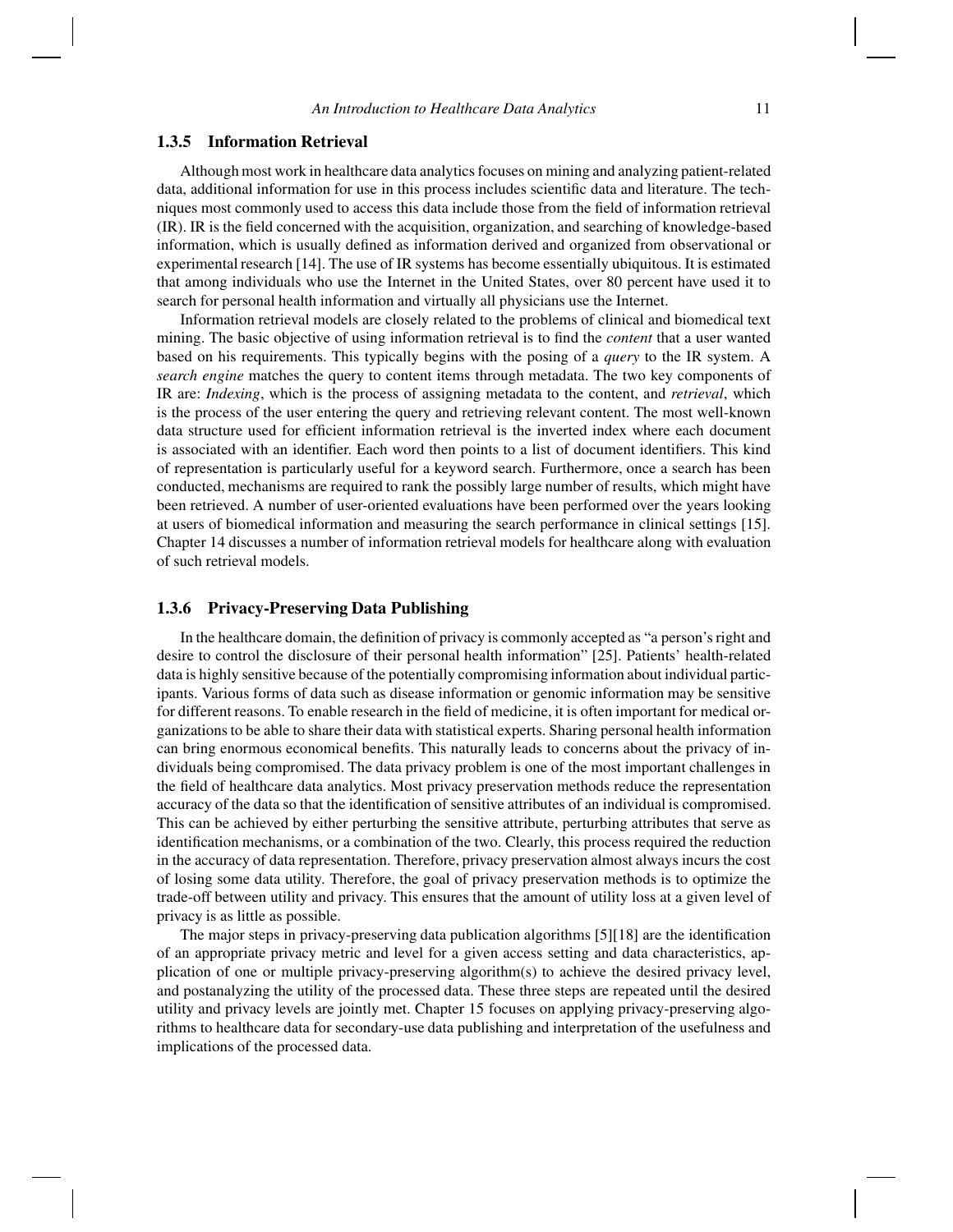### 1.3.5 Information Retrieval

Although most work in healthcare data analytics focuses on mining and analyzing patient-related data, additional information for use in this process includes scientific data and literature. The techniques most commonly used to access this data include those from the field of information retrieval (IR). IR is the field concerned with the acquisition, organization, and searching of knowledge-based information, which is usually defined as information derived and organized from observational or experimental research [14]. The use of IR systems has become essentially ubiquitous. It is estimated that among individuals who use the Internet in the United States, over 80 percent have used it to search for personal health information and virtually all physicians use the Internet.

Information retrieval models are closely related to the problems of clinical and biomedical text mining. The basic objective of using information retrieval is to find the *content* that a user wanted based on his requirements. This typically begins with the posing of a *query* to the IR system. A *search engine* matches the query to content items through metadata. The two key components of IR are: *Indexing*, which is the process of assigning metadata to the content, and *retrieval*, which is the process of the user entering the query and retrieving relevant content. The most well-known data structure used for efficient information retrieval is the inverted index where each document is associated with an identifier. Each word then points to a list of document identifiers. This kind of representation is particularly useful for a keyword search. Furthermore, once a search has been conducted, mechanisms are required to rank the possibly large number of results, which might have been retrieved. A number of user-oriented evaluations have been performed over the years looking at users of biomedical information and measuring the search performance in clinical settings [15]. Chapter 14 discusses a number of information retrieval models for healthcare along with evaluation of such retrieval models.

### 1.3.6 Privacy-Preserving Data Publishing

In the healthcare domain, the definition of privacy is commonly accepted as "a person's right and desire to control the disclosure of their personal health information" [25]. Patients' health-related data is highly sensitive because of the potentially compromising information about individual participants. Various forms of data such as disease information or genomic information may be sensitive for different reasons. To enable research in the field of medicine, it is often important for medical organizations to be able to share their data with statistical experts. Sharing personal health information can bring enormous economical benefits. This naturally leads to concerns about the privacy of individuals being compromised. The data privacy problem is one of the most important challenges in the field of healthcare data analytics. Most privacy preservation methods reduce the representation accuracy of the data so that the identification of sensitive attributes of an individual is compromised. This can be achieved by either perturbing the sensitive attribute, perturbing attributes that serve as identification mechanisms, or a combination of the two. Clearly, this process required the reduction in the accuracy of data representation. Therefore, privacy preservation almost always incurs the cost of losing some data utility. Therefore, the goal of privacy preservation methods is to optimize the trade-off between utility and privacy. This ensures that the amount of utility loss at a given level of privacy is as little as possible.

The major steps in privacy-preserving data publication algorithms [5][18] are the identification of an appropriate privacy metric and level for a given access setting and data characteristics, application of one or multiple privacy-preserving algorithm(s) to achieve the desired privacy level, and postanalyzing the utility of the processed data. These three steps are repeated until the desired utility and privacy levels are jointly met. Chapter 15 focuses on applying privacy-preserving algorithms to healthcare data for secondary-use data publishing and interpretation of the usefulness and implications of the processed data.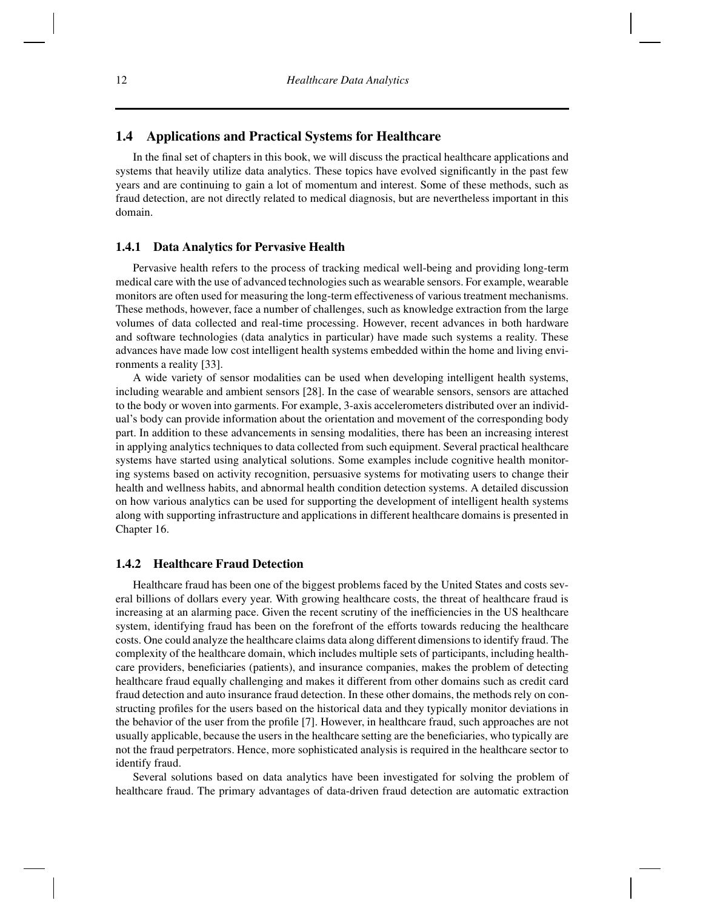## 1.4 Applications and Practical Systems for Healthcare

In the final set of chapters in this book, we will discuss the practical healthcare applications and systems that heavily utilize data analytics. These topics have evolved significantly in the past few years and are continuing to gain a lot of momentum and interest. Some of these methods, such as fraud detection, are not directly related to medical diagnosis, but are nevertheless important in this domain.

### 1.4.1 Data Analytics for Pervasive Health

Pervasive health refers to the process of tracking medical well-being and providing long-term medical care with the use of advanced technologies such as wearable sensors. For example, wearable monitors are often used for measuring the long-term effectiveness of various treatment mechanisms. These methods, however, face a number of challenges, such as knowledge extraction from the large volumes of data collected and real-time processing. However, recent advances in both hardware and software technologies (data analytics in particular) have made such systems a reality. These advances have made low cost intelligent health systems embedded within the home and living environments a reality [33].

A wide variety of sensor modalities can be used when developing intelligent health systems, including wearable and ambient sensors [28]. In the case of wearable sensors, sensors are attached to the body or woven into garments. For example, 3-axis accelerometers distributed over an individual's body can provide information about the orientation and movement of the corresponding body part. In addition to these advancements in sensing modalities, there has been an increasing interest in applying analytics techniques to data collected from such equipment. Several practical healthcare systems have started using analytical solutions. Some examples include cognitive health monitoring systems based on activity recognition, persuasive systems for motivating users to change their health and wellness habits, and abnormal health condition detection systems. A detailed discussion on how various analytics can be used for supporting the development of intelligent health systems along with supporting infrastructure and applications in different healthcare domains is presented in Chapter 16.

### 1.4.2 Healthcare Fraud Detection

Healthcare fraud has been one of the biggest problems faced by the United States and costs several billions of dollars every year. With growing healthcare costs, the threat of healthcare fraud is increasing at an alarming pace. Given the recent scrutiny of the inefficiencies in the US healthcare system, identifying fraud has been on the forefront of the efforts towards reducing the healthcare costs. One could analyze the healthcare claims data along different dimensions to identify fraud. The complexity of the healthcare domain, which includes multiple sets of participants, including healthcare providers, beneficiaries (patients), and insurance companies, makes the problem of detecting healthcare fraud equally challenging and makes it different from other domains such as credit card fraud detection and auto insurance fraud detection. In these other domains, the methods rely on constructing profiles for the users based on the historical data and they typically monitor deviations in the behavior of the user from the profile [7]. However, in healthcare fraud, such approaches are not usually applicable, because the users in the healthcare setting are the beneficiaries, who typically are not the fraud perpetrators. Hence, more sophisticated analysis is required in the healthcare sector to identify fraud.

Several solutions based on data analytics have been investigated for solving the problem of healthcare fraud. The primary advantages of data-driven fraud detection are automatic extraction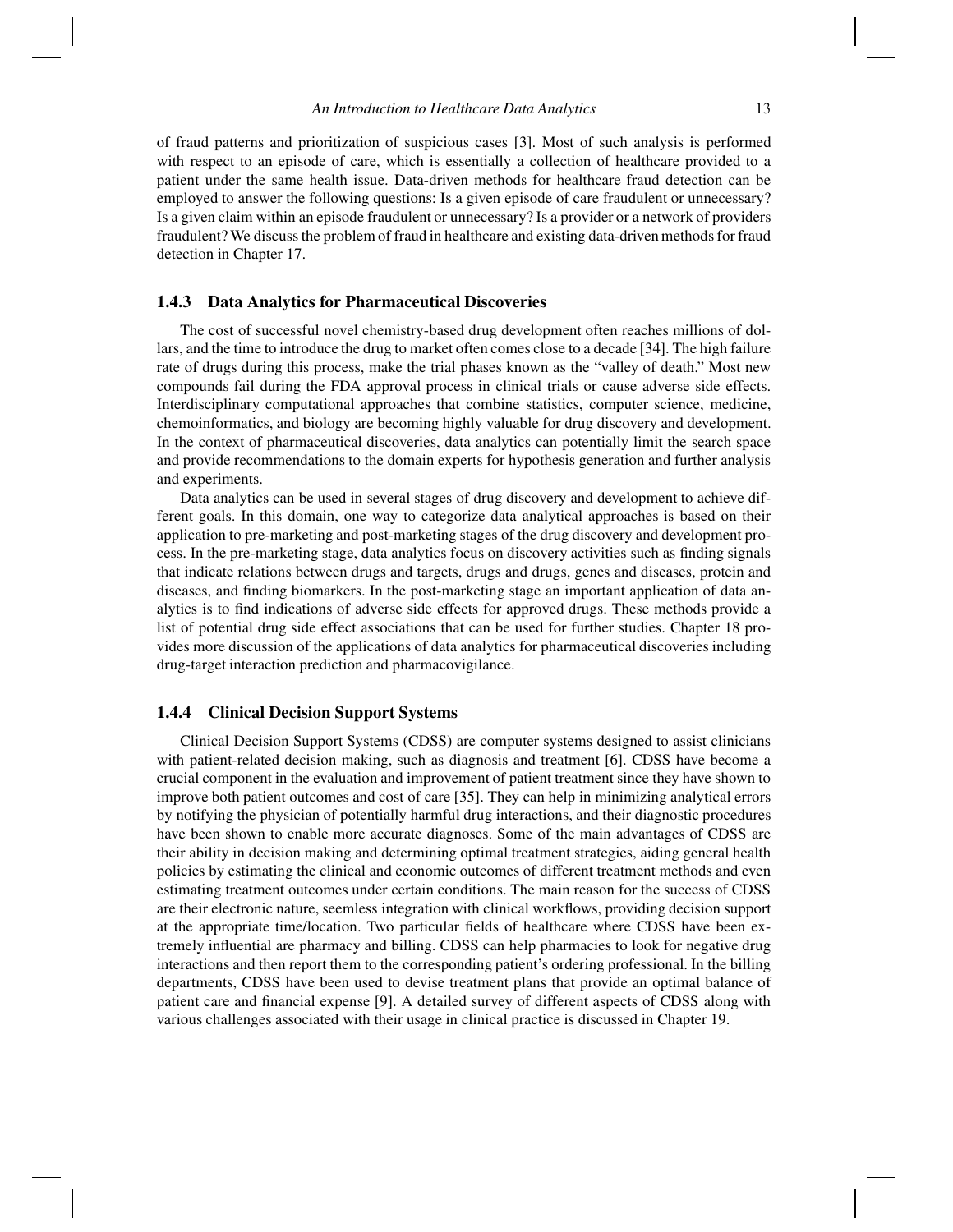of fraud patterns and prioritization of suspicious cases [3]. Most of such analysis is performed with respect to an episode of care, which is essentially a collection of healthcare provided to a patient under the same health issue. Data-driven methods for healthcare fraud detection can be employed to answer the following questions: Is a given episode of care fraudulent or unnecessary? Is a given claim within an episode fraudulent or unnecessary? Is a provider or a network of providers fraudulent? We discuss the problem of fraud in healthcare and existing data-driven methods for fraud detection in Chapter 17.

### 1.4.3 Data Analytics for Pharmaceutical Discoveries

The cost of successful novel chemistry-based drug development often reaches millions of dollars, and the time to introduce the drug to market often comes close to a decade [34]. The high failure rate of drugs during this process, make the trial phases known as the "valley of death." Most new compounds fail during the FDA approval process in clinical trials or cause adverse side effects. Interdisciplinary computational approaches that combine statistics, computer science, medicine, chemoinformatics, and biology are becoming highly valuable for drug discovery and development. In the context of pharmaceutical discoveries, data analytics can potentially limit the search space and provide recommendations to the domain experts for hypothesis generation and further analysis and experiments.

Data analytics can be used in several stages of drug discovery and development to achieve different goals. In this domain, one way to categorize data analytical approaches is based on their application to pre-marketing and post-marketing stages of the drug discovery and development process. In the pre-marketing stage, data analytics focus on discovery activities such as finding signals that indicate relations between drugs and targets, drugs and drugs, genes and diseases, protein and diseases, and finding biomarkers. In the post-marketing stage an important application of data analytics is to find indications of adverse side effects for approved drugs. These methods provide a list of potential drug side effect associations that can be used for further studies. Chapter 18 provides more discussion of the applications of data analytics for pharmaceutical discoveries including drug-target interaction prediction and pharmacovigilance.

### 1.4.4 Clinical Decision Support Systems

Clinical Decision Support Systems (CDSS) are computer systems designed to assist clinicians with patient-related decision making, such as diagnosis and treatment [6]. CDSS have become a crucial component in the evaluation and improvement of patient treatment since they have shown to improve both patient outcomes and cost of care [35]. They can help in minimizing analytical errors by notifying the physician of potentially harmful drug interactions, and their diagnostic procedures have been shown to enable more accurate diagnoses. Some of the main advantages of CDSS are their ability in decision making and determining optimal treatment strategies, aiding general health policies by estimating the clinical and economic outcomes of different treatment methods and even estimating treatment outcomes under certain conditions. The main reason for the success of CDSS are their electronic nature, seemless integration with clinical workflows, providing decision support at the appropriate time/location. Two particular fields of healthcare where CDSS have been extremely influential are pharmacy and billing. CDSS can help pharmacies to look for negative drug interactions and then report them to the corresponding patient's ordering professional. In the billing departments, CDSS have been used to devise treatment plans that provide an optimal balance of patient care and financial expense [9]. A detailed survey of different aspects of CDSS along with various challenges associated with their usage in clinical practice is discussed in Chapter 19.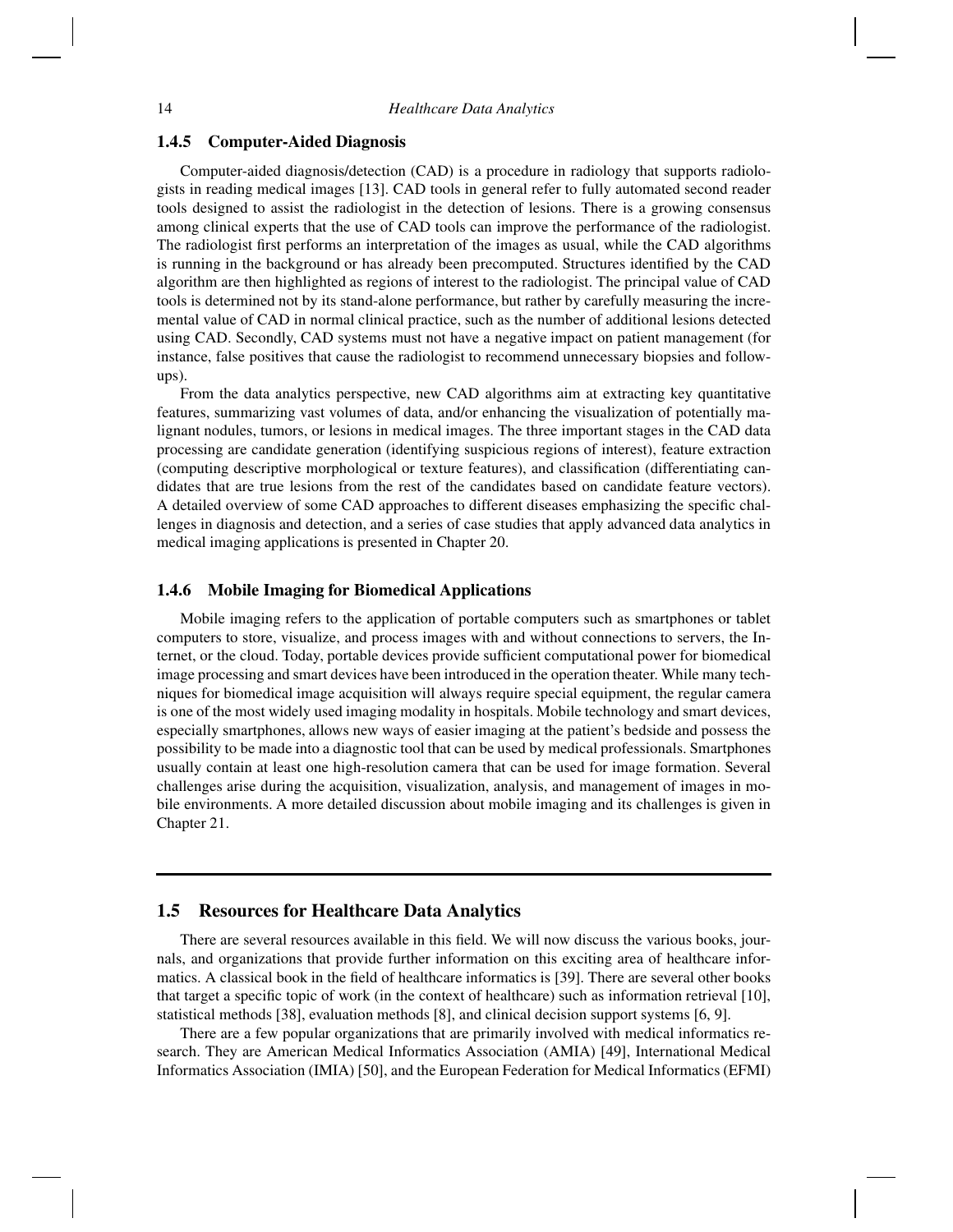### 1.4.5 Computer-Aided Diagnosis

Computer-aided diagnosis/detection (CAD) is a procedure in radiology that supports radiologists in reading medical images [13]. CAD tools in general refer to fully automated second reader tools designed to assist the radiologist in the detection of lesions. There is a growing consensus among clinical experts that the use of CAD tools can improve the performance of the radiologist. The radiologist first performs an interpretation of the images as usual, while the CAD algorithms is running in the background or has already been precomputed. Structures identified by the CAD algorithm are then highlighted as regions of interest to the radiologist. The principal value of CAD tools is determined not by its stand-alone performance, but rather by carefully measuring the incremental value of CAD in normal clinical practice, such as the number of additional lesions detected using CAD. Secondly, CAD systems must not have a negative impact on patient management (for instance, false positives that cause the radiologist to recommend unnecessary biopsies and follow-ups).

From the data analytics perspective, new CAD algorithms aim at extracting key quantitative features, summarizing vast volumes of data, and/or enhancing the visualization of potentially malignant nodules, tumors, or lesions in medical images. The three important stages in the CAD data processing are candidate generation (identifying suspicious regions of interest), feature extraction (computing descriptive morphological or texture features), and classification (differentiating candidates that are true lesions from the rest of the candidates based on candidate feature vectors). A detailed overview of some CAD approaches to different diseases emphasizing the specific challenges in diagnosis and detection, and a series of case studies that apply advanced data analytics in medical imaging applications is presented in Chapter 20.

### 1.4.6 Mobile Imaging for Biomedical Applications

Mobile imaging refers to the application of portable computers such as smartphones or tablet computers to store, visualize, and process images with and without connections to servers, the Internet, or the cloud. Today, portable devices provide sufficient computational power for biomedical image processing and smart devices have been introduced in the operation theater. While many techniques for biomedical image acquisition will always require special equipment, the regular camera is one of the most widely used imaging modality in hospitals. Mobile technology and smart devices, especially smartphones, allows new ways of easier imaging at the patient's bedside and possess the possibility to be made into a diagnostic tool that can be used by medical professionals. Smartphones usually contain at least one high-resolution camera that can be used for image formation. Several challenges arise during the acquisition, visualization, analysis, and management of images in mobile environments. A more detailed discussion about mobile imaging and its challenges is given in Chapter 21.

## 1.5 Resources for Healthcare Data Analytics

There are several resources available in this field. We will now discuss the various books, journals, and organizations that provide further information on this exciting area of healthcare informatics. A classical book in the field of healthcare informatics is [39]. There are several other books that target a specific topic of work (in the context of healthcare) such as information retrieval [10], statistical methods [38], evaluation methods [8], and clinical decision support systems [6, 9].

There are a few popular organizations that are primarily involved with medical informatics research. They are American Medical Informatics Association (AMIA) [49], International Medical Informatics Association (IMIA) [50], and the European Federation for Medical Informatics (EFMI)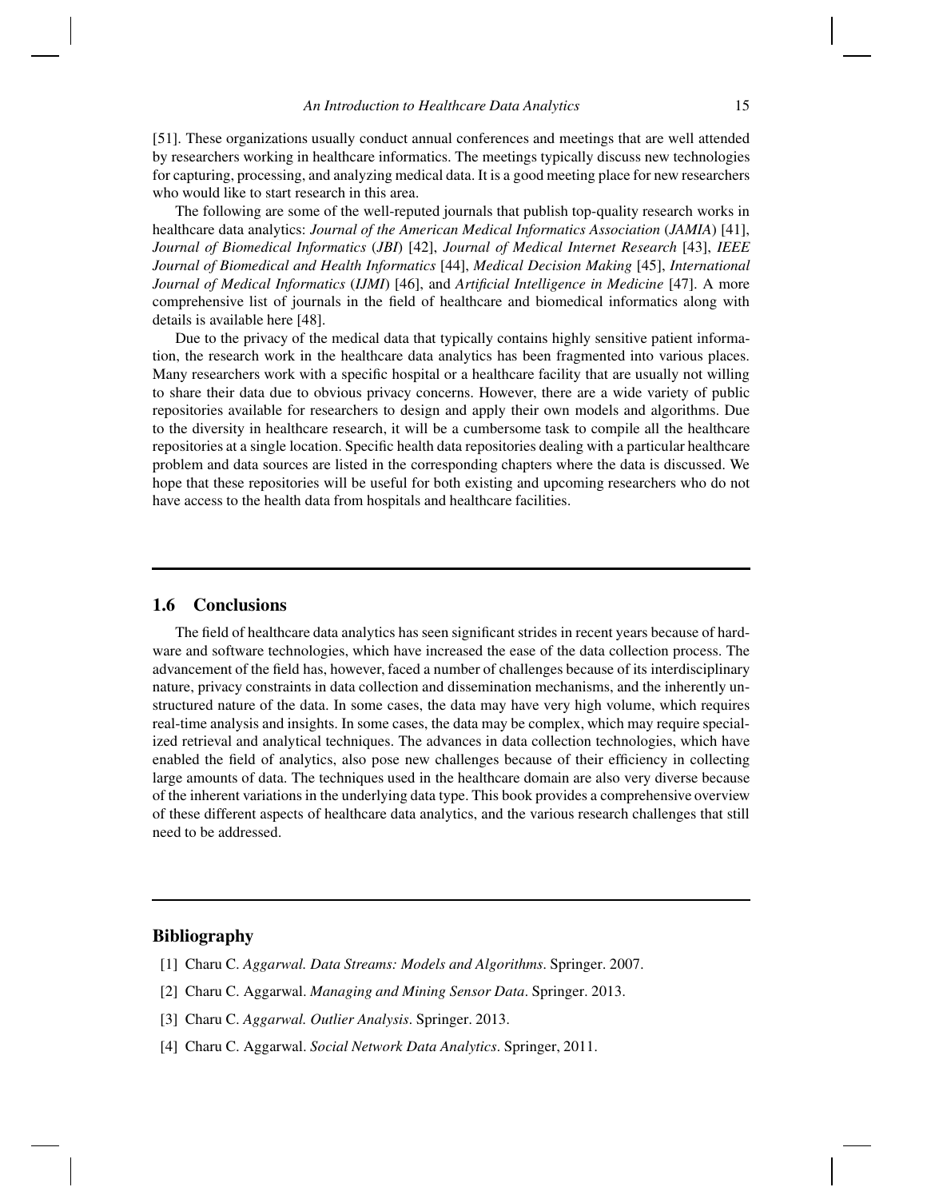[51]. These organizations usually conduct annual conferences and meetings that are well attended by researchers working in healthcare informatics. The meetings typically discuss new technologies for capturing, processing, and analyzing medical data. It is a good meeting place for new researchers who would like to start research in this area.

The following are some of the well-reputed journals that publish top-quality research works in healthcare data analytics: *Journal of the American Medical Informatics Association* (*JAMIA*) [41], *Journal of Biomedical Informatics* (*JBI*) [42], *Journal of Medical Internet Research* [43], *IEEE Journal of Biomedical and Health Informatics* [44], *Medical Decision Making* [45], *International Journal of Medical Informatics* (*IJMI*) [46], and *Artificial Intelligence in Medicine* [47]. A more comprehensive list of journals in the field of healthcare and biomedical informatics along with details is available here [48].

Due to the privacy of the medical data that typically contains highly sensitive patient information, the research work in the healthcare data analytics has been fragmented into various places. Many researchers work with a specific hospital or a healthcare facility that are usually not willing to share their data due to obvious privacy concerns. However, there are a wide variety of public repositories available for researchers to design and apply their own models and algorithms. Due to the diversity in healthcare research, it will be a cumbersome task to compile all the healthcare repositories at a single location. Specific health data repositories dealing with a particular healthcare problem and data sources are listed in the corresponding chapters where the data is discussed. We hope that these repositories will be useful for both existing and upcoming researchers who do not have access to the health data from hospitals and healthcare facilities.

## 1.6 Conclusions

The field of healthcare data analytics has seen significant strides in recent years because of hardware and software technologies, which have increased the ease of the data collection process. The advancement of the field has, however, faced a number of challenges because of its interdisciplinary nature, privacy constraints in data collection and dissemination mechanisms, and the inherently unstructured nature of the data. In some cases, the data may have very high volume, which requires real-time analysis and insights. In some cases, the data may be complex, which may require specialized retrieval and analytical techniques. The advances in data collection technologies, which have enabled the field of analytics, also pose new challenges because of their efficiency in collecting large amounts of data. The techniques used in the healthcare domain are also very diverse because of the inherent variations in the underlying data type. This book provides a comprehensive overview of these different aspects of healthcare data analytics, and the various research challenges that still need to be addressed.

## Bibliography

[1] Charu C. *Aggarwal. Data Streams: Models and Algorithms*. Springer. 2007.

[2] Charu C. Aggarwal. *Managing and Mining Sensor Data*. Springer. 2013.

[3] Charu C. *Aggarwal. Outlier Analysis*. Springer. 2013.

[4] Charu C. Aggarwal. *Social Network Data Analytics*. Springer, 2011.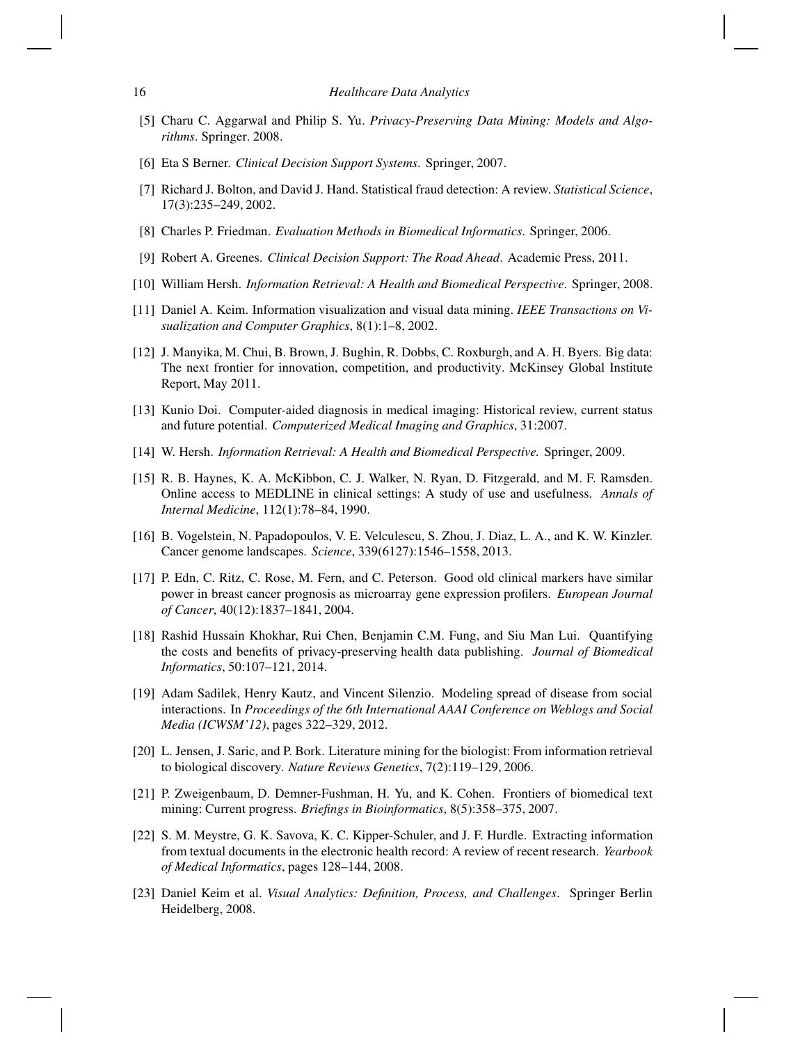[5] Charu C. Aggarwal and Philip S. Yu. *Privacy-Preserving Data Mining: Models and Algorithms*. Springer. 2008.

[6] Eta S Berner. *Clinical Decision Support Systems*. Springer, 2007.

[7] Richard J. Bolton, and David J. Hand. Statistical fraud detection: A review. *Statistical Science*, 17(3):235–249, 2002.

[8] Charles P. Friedman. *Evaluation Methods in Biomedical Informatics*. Springer, 2006.

[9] Robert A. Greenes. *Clinical Decision Support: The Road Ahead*. Academic Press, 2011.

[10] William Hersh. *Information Retrieval: A Health and Biomedical Perspective*. Springer, 2008.

[11] Daniel A. Keim. Information visualization and visual data mining. *IEEE Transactions on Visualization and Computer Graphics*, 8(1):1–8, 2002.

[12] J. Manyika, M. Chui, B. Brown, J. Bughin, R. Dobbs, C. Roxburgh, and A. H. Byers. Big data: The next frontier for innovation, competition, and productivity. McKinsey Global Institute Report, May 2011.

[13] Kunio Doi. Computer-aided diagnosis in medical imaging: Historical review, current status and future potential. *Computerized Medical Imaging and Graphics*, 31:2007.

[14] W. Hersh. *Information Retrieval: A Health and Biomedical Perspective.* Springer, 2009.

[15] R. B. Haynes, K. A. McKibbon, C. J. Walker, N. Ryan, D. Fitzgerald, and M. F. Ramsden. Online access to MEDLINE in clinical settings: A study of use and usefulness. *Annals of Internal Medicine*, 112(1):78–84, 1990.

[16] B. Vogelstein, N. Papadopoulos, V. E. Velculescu, S. Zhou, J. Diaz, L. A., and K. W. Kinzler. Cancer genome landscapes. *Science*, 339(6127):1546–1558, 2013.

[17] P. Edn, C. Ritz, C. Rose, M. Fern, and C. Peterson. Good old clinical markers have similar power in breast cancer prognosis as microarray gene expression profilers. *European Journal of Cancer*, 40(12):1837–1841, 2004.

[18] Rashid Hussain Khokhar, Rui Chen, Benjamin C.M. Fung, and Siu Man Lui. Quantifying the costs and benefits of privacy-preserving health data publishing. *Journal of Biomedical Informatics*, 50:107–121, 2014.

[19] Adam Sadilek, Henry Kautz, and Vincent Silenzio. Modeling spread of disease from social interactions. In *Proceedings of the 6th International AAAI Conference on Weblogs and Social Media (ICWSM'12)*, pages 322–329, 2012.

[20] L. Jensen, J. Saric, and P. Bork. Literature mining for the biologist: From information retrieval to biological discovery. *Nature Reviews Genetics*, 7(2):119–129, 2006.

[21] P. Zweigenbaum, D. Demner-Fushman, H. Yu, and K. Cohen. Frontiers of biomedical text mining: Current progress. *Briefings in Bioinformatics*, 8(5):358–375, 2007.

[22] S. M. Meystre, G. K. Savova, K. C. Kipper-Schuler, and J. F. Hurdle. Extracting information from textual documents in the electronic health record: A review of recent research. *Yearbook of Medical Informatics*, pages 128–144, 2008.

[23] Daniel Keim et al. *Visual Analytics: Definition, Process, and Challenges*. Springer Berlin Heidelberg, 2008.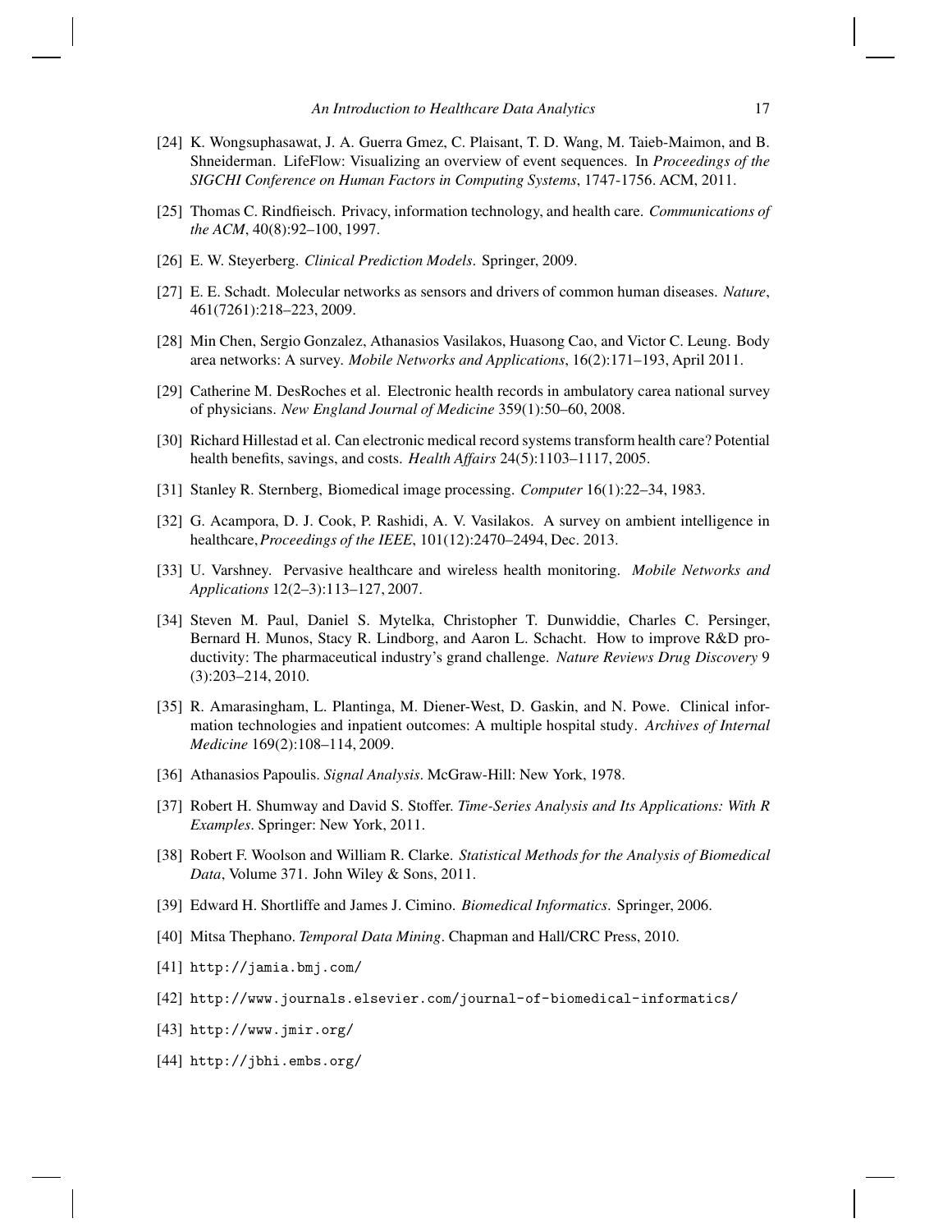[24] K. Wongsuphasawat, J. A. Guerra Gmez, C. Plaisant, T. D. Wang, M. Taieb-Maimon, and B. Shneiderman. LifeFlow: Visualizing an overview of event sequences. In *Proceedings of the SIGCHI Conference on Human Factors in Computing Systems*, 1747-1756. ACM, 2011.

[25] Thomas C. Rindfieisch. Privacy, information technology, and health care. *Communications of the ACM*, 40(8):92–100, 1997.

[26] E. W. Steyerberg. *Clinical Prediction Models*. Springer, 2009.

[27] E. E. Schadt. Molecular networks as sensors and drivers of common human diseases. *Nature*, 461(7261):218–223, 2009.

[28] Min Chen, Sergio Gonzalez, Athanasios Vasilakos, Huasong Cao, and Victor C. Leung. Body area networks: A survey. *Mobile Networks and Applications*, 16(2):171–193, April 2011.

[29] Catherine M. DesRoches et al. Electronic health records in ambulatory carea national survey of physicians. *New England Journal of Medicine* 359(1):50–60, 2008.

[30] Richard Hillestad et al. Can electronic medical record systems transform health care? Potential health benefits, savings, and costs. *Health Affairs* 24(5):1103–1117, 2005.

[31] Stanley R. Sternberg, Biomedical image processing. *Computer* 16(1):22–34, 1983.

[32] G. Acampora, D. J. Cook, P. Rashidi, A. V. Vasilakos. A survey on ambient intelligence in healthcare, *Proceedings of the IEEE*, 101(12):2470–2494, Dec. 2013.

[33] U. Varshney. Pervasive healthcare and wireless health monitoring. *Mobile Networks and Applications* 12(2–3):113–127, 2007.

[34] Steven M. Paul, Daniel S. Mytelka, Christopher T. Dunwiddie, Charles C. Persinger, Bernard H. Munos, Stacy R. Lindborg, and Aaron L. Schacht. How to improve R&D productivity: The pharmaceutical industry's grand challenge. *Nature Reviews Drug Discovery* 9 (3):203–214, 2010.

[35] R. Amarasingham, L. Plantinga, M. Diener-West, D. Gaskin, and N. Powe. Clinical information technologies and inpatient outcomes: A multiple hospital study. *Archives of Internal Medicine* 169(2):108–114, 2009.

[36] Athanasios Papoulis. *Signal Analysis*. McGraw-Hill: New York, 1978.

[37] Robert H. Shumway and David S. Stoffer. *Time-Series Analysis and Its Applications: With R Examples*. Springer: New York, 2011.

[38] Robert F. Woolson and William R. Clarke. *Statistical Methods for the Analysis of Biomedical Data*, Volume 371. John Wiley & Sons, 2011.

[39] Edward H. Shortliffe and James J. Cimino. *Biomedical Informatics*. Springer, 2006.

[40] Mitsa Thephano. *Temporal Data Mining*. Chapman and Hall/CRC Press, 2010.

[41] `http://jamia.bmj.com/`

[42] `http://www.journals.elsevier.com/journal-of-biomedical-informatics/`

[43] `http://www.jmir.org/`

[44] `http://jbhi.embs.org/`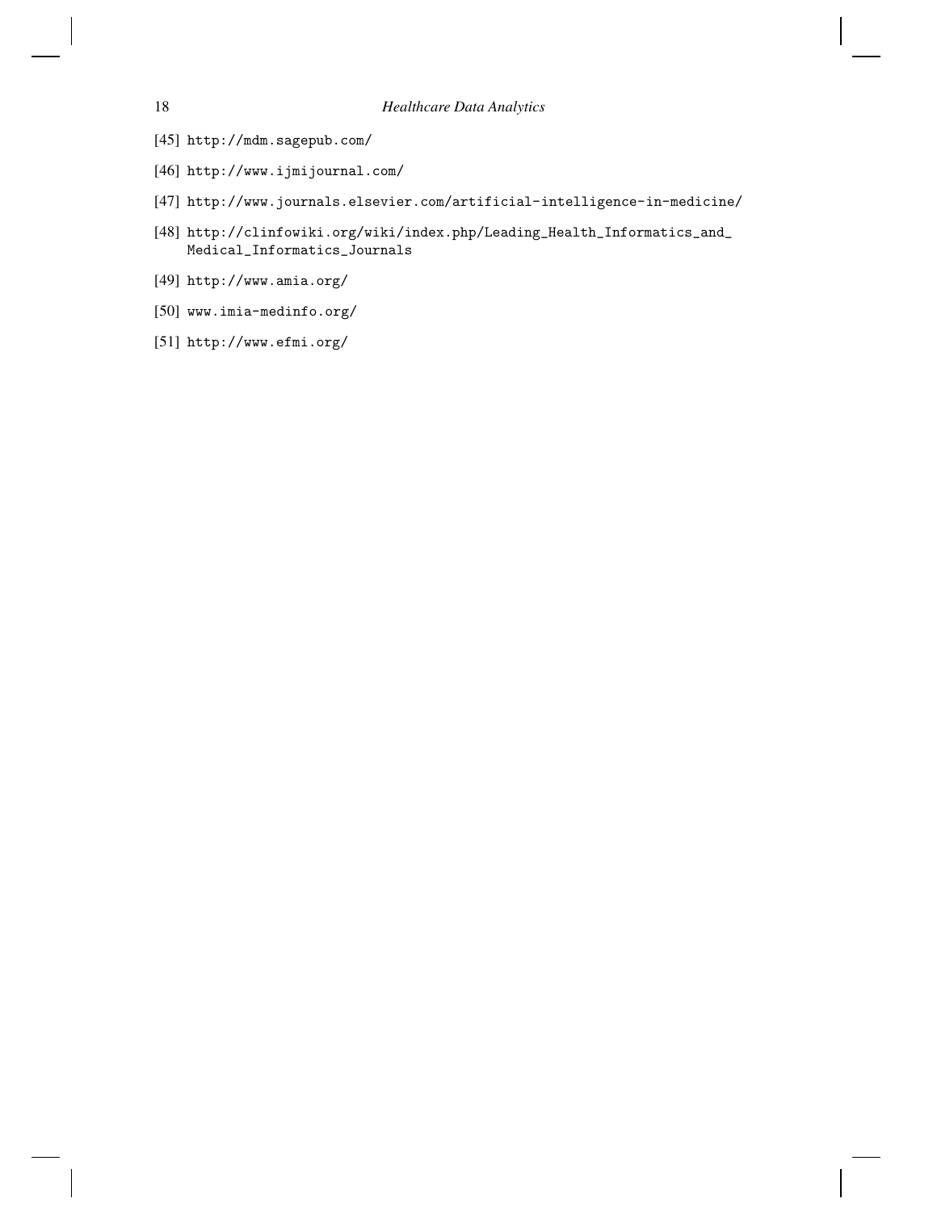[45] http://mdm.sagepub.com/

[46] http://www.ijmijournal.com/

[47] http://www.journals.elsevier.com/artificial-intelligence-in-medicine/

[48] http://clinfowiki.org/wiki/index.php/Leading_Health_Informatics_and_Medical_Informatics_Journals

[49] http://www.amia.org/

[50] www.imia-medinfo.org/

[51] http://www.efmi.org/